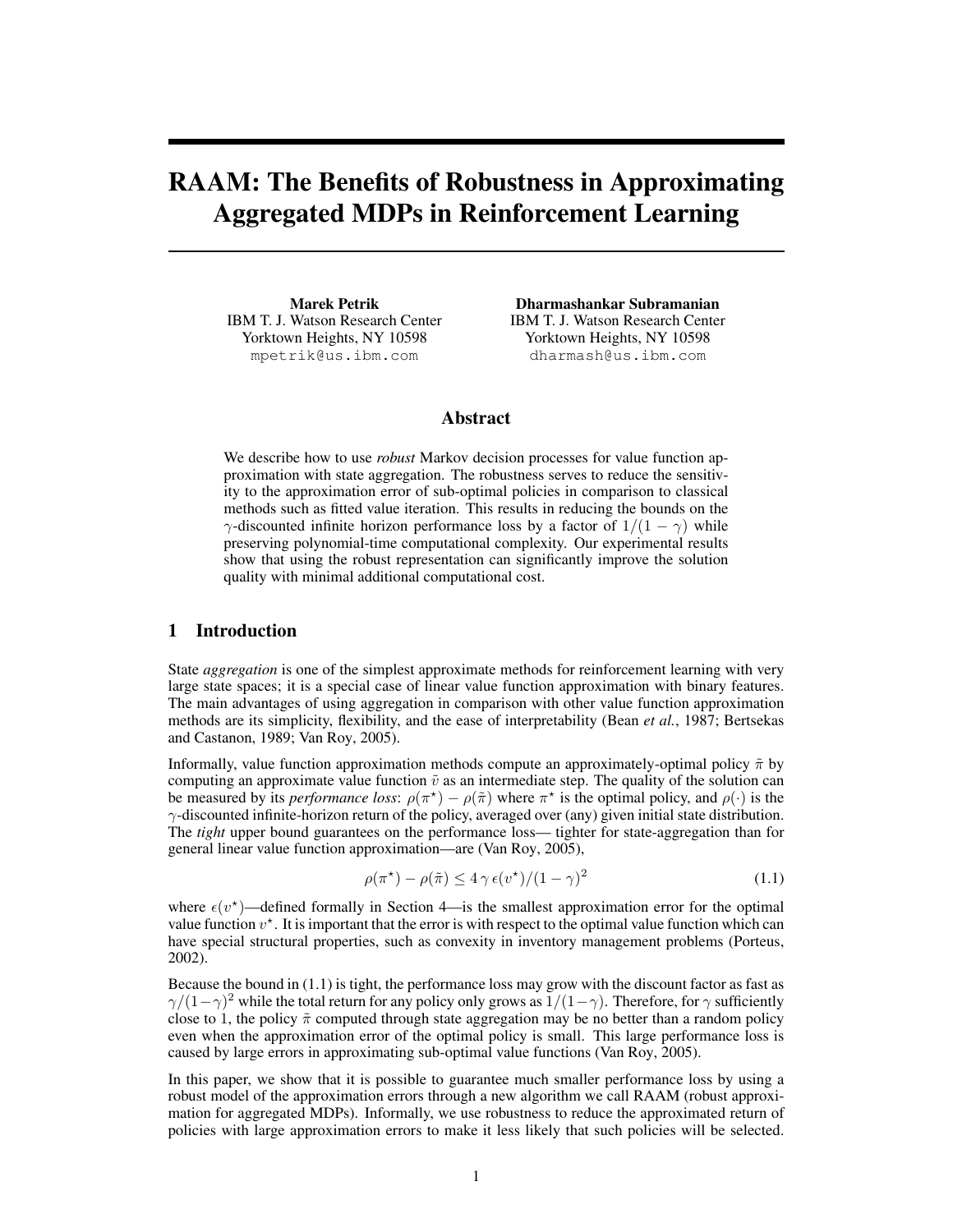# RAAM: The Benefits of Robustness in Approximating Aggregated MDPs in Reinforcement Learning

**Marek Petrik**
IBM T. J. Watson Research Center
Yorktown Heights, NY 10598
mpetrik@us.ibm.com

**Dharmashankar Subramanian**
IBM T. J. Watson Research Center
Yorktown Heights, NY 10598
dharmash@us.ibm.com

## Abstract

We describe how to use *robust* Markov decision processes for value function approximation with state aggregation. The robustness serves to reduce the sensitivity to the approximation error of sub-optimal policies in comparison to classical methods such as fitted value iteration. This results in reducing the bounds on the $\gamma$-discounted infinite horizon performance loss by a factor of $1/(1-\gamma)$ while preserving polynomial-time computational complexity. Our experimental results show that using the robust representation can significantly improve the solution quality with minimal additional computational cost.

## 1 Introduction

State *aggregation* is one of the simplest approximate methods for reinforcement learning with very large state spaces; it is a special case of linear value function approximation with binary features. The main advantages of using aggregation in comparison with other value function approximation methods are its simplicity, flexibility, and the ease of interpretability (Bean *et al.*, 1987; Bertsekas and Castanon, 1989; Van Roy, 2005).

Informally, value function approximation methods compute an approximately-optimal policy $\tilde{\pi}$ by computing an approximate value function $\tilde{v}$ as an intermediate step. The quality of the solution can be measured by its *performance loss*: $\rho(\pi^\star) - \rho(\tilde{\pi})$ where $\pi^\star$ is the optimal policy, and $\rho(\cdot)$ is the $\gamma$-discounted infinite-horizon return of the policy, averaged over (any) given initial state distribution. The *tight* upper bound guarantees on the performance loss— tighter for state-aggregation than for general linear value function approximation—are (Van Roy, 2005),

$$\rho(\pi^\star) - \rho(\tilde{\pi}) \le 4\,\gamma\,\epsilon(v^\star)/(1-\gamma)^2 \tag{1.1}$$

where $\epsilon(v^\star)$—defined formally in Section 4—is the smallest approximation error for the optimal value function $v^\star$. It is important that the error is with respect to the optimal value function which can have special structural properties, such as convexity in inventory management problems (Porteus, 2002).

Because the bound in (1.1) is tight, the performance loss may grow with the discount factor as fast as $\gamma/(1-\gamma)^2$ while the total return for any policy only grows as $1/(1-\gamma)$. Therefore, for $\gamma$ sufficiently close to 1, the policy $\tilde{\pi}$ computed through state aggregation may be no better than a random policy even when the approximation error of the optimal policy is small. This large performance loss is caused by large errors in approximating sub-optimal value functions (Van Roy, 2005).

In this paper, we show that it is possible to guarantee much smaller performance loss by using a robust model of the approximation errors through a new algorithm we call RAAM (robust approximation for aggregated MDPs). Informally, we use robustness to reduce the approximated return of policies with large approximation errors to make it less likely that such policies will be selected.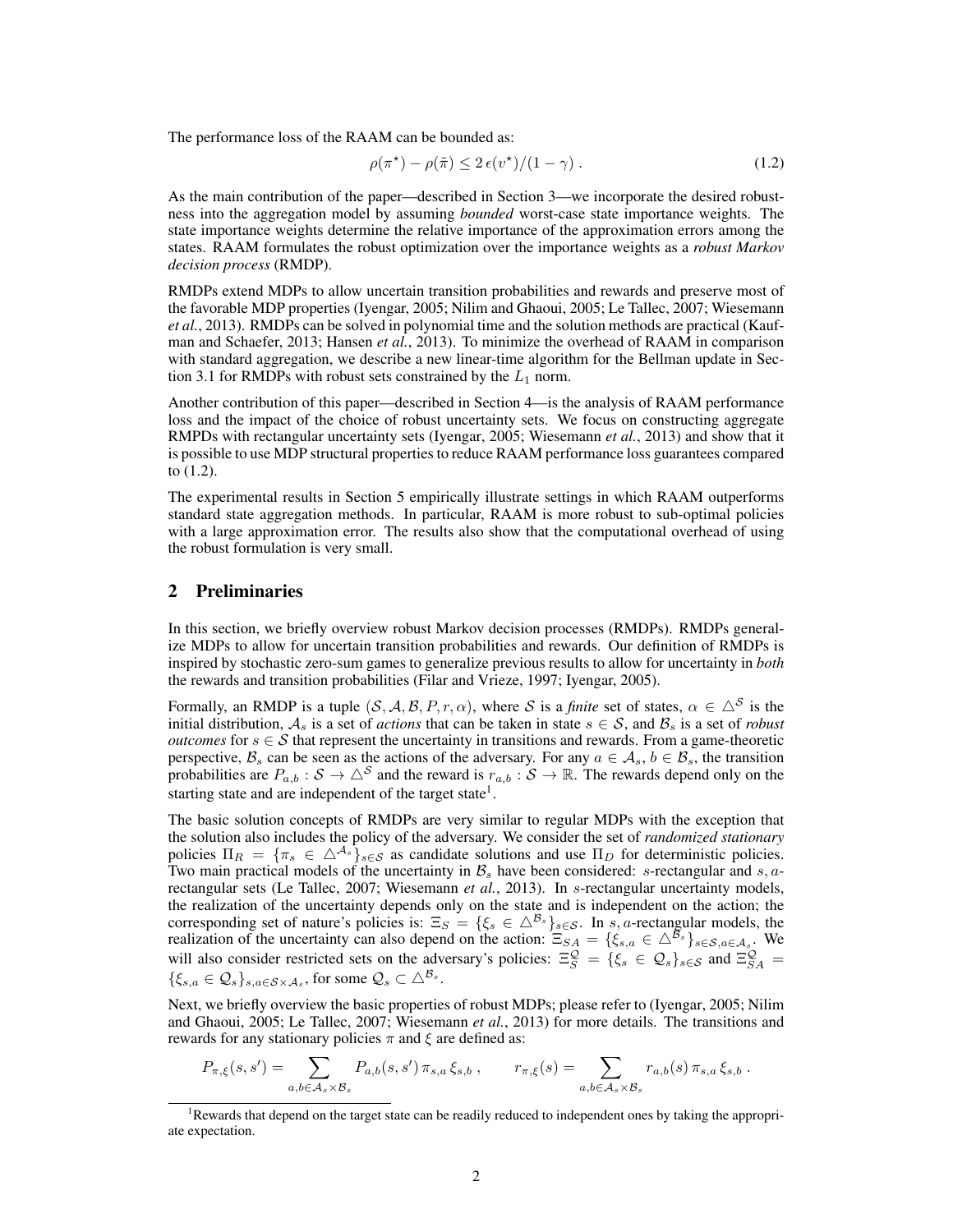The performance loss of the RAAM can be bounded as:

$$\rho(\pi^\star) - \rho(\tilde{\pi}) \leq 2\, \epsilon(v^\star)/(1-\gamma)\,. \tag{1.2}$$

As the main contribution of the paper—described in Section 3—we incorporate the desired robustness into the aggregation model by assuming *bounded* worst-case state importance weights. The state importance weights determine the relative importance of the approximation errors among the states. RAAM formulates the robust optimization over the importance weights as a *robust Markov decision process* (RMDP).

RMDPs extend MDPs to allow uncertain transition probabilities and rewards and preserve most of the favorable MDP properties (Iyengar, 2005; Nilim and Ghaoui, 2005; Le Tallec, 2007; Wiesemann *et al.*, 2013). RMDPs can be solved in polynomial time and the solution methods are practical (Kaufman and Schaefer, 2013; Hansen *et al.*, 2013). To minimize the overhead of RAAM in comparison with standard aggregation, we describe a new linear-time algorithm for the Bellman update in Section 3.1 for RMDPs with robust sets constrained by the $L_1$ norm.

Another contribution of this paper—described in Section 4—is the analysis of RAAM performance loss and the impact of the choice of robust uncertainty sets. We focus on constructing aggregate RMPDs with rectangular uncertainty (Iyengar, 2005; Wiesemann *et al.*, 2013) and show that it is possible to use MDP structural properties to reduce RAAM performance loss guarantees compared to (1.2).

The experimental results in Section 5 empirically illustrate settings in which RAAM outperforms standard state aggregation methods. In particular, RAAM is more robust to sub-optimal policies with a large approximation error. The results also show that the computational overhead of using the robust formulation is very small.

## 2 Preliminaries

In this section, we briefly overview robust Markov decision processes (RMDPs). RMDPs generalize MDPs to allow for uncertain transition probabilities and rewards. Our definition of RMDPs is inspired by stochastic zero-sum games to generalize previous results to allow for uncertainty in *both* the rewards and transition probabilities (Filar and Vrieze, 1997; Iyengar, 2005).

Formally, an RMDP is a tuple $(\mathcal{S}, \mathcal{A}, \mathcal{B}, P, r, \alpha)$, where $\mathcal{S}$ is a *finite* set of states, $\alpha \in \triangle^{\mathcal{S}}$ is the initial distribution, $\mathcal{A}_s$ is a set of *actions* that can be taken in state $s \in \mathcal{S}$, and $\mathcal{B}_s$ is a set of *robust outcomes* for $s \in \mathcal{S}$ that represent the uncertainty in transitions and rewards. From a game-theoretic perspective, $\mathcal{B}_s$ can be seen as the actions of the adversary. For any $a \in \mathcal{A}_s$, $b \in \mathcal{B}_s$, the transition probabilities are $P_{a,b} : \mathcal{S} \to \triangle^{\mathcal{S}}$ and the reward is $r_{a,b} : \mathcal{S} \to \mathbb{R}$. The rewards depend only on the starting state and are independent of the target state[1].

The basic solution concepts of RMDPs are very similar to regular MDPs with the exception that the solution also includes the policy of the adversary. We consider the set of *randomized stationary* policies $\Pi_R = \{\pi_s \in \triangle^{\mathcal{A}_s}\}_{s\in\mathcal{S}}$ as candidate solutions and use $\Pi_D$ for deterministic policies. Two main practical models of the uncertainty in $\mathcal{B}_s$ have been considered: $s$-rectangular and $s,a$-rectangular sets (Le Tallec, 2007; Wiesemann *et al.*, 2013). In $s$-rectangular uncertainty models, the realization of the uncertainty depends only on the state and is independent on the action; the corresponding set of nature's policies is: $\Xi_S = \{\xi_s \in \triangle^{\mathcal{B}_s}\}_{s\in\mathcal{S}}$. In $s,a$-rectangular models, the realization of the uncertainty can also depend on the action: $\Xi_{SA} = \{\xi_{s,a} \in \triangle^{\mathcal{B}_s}\}_{s\in\mathcal{S}, a\in\mathcal{A}_s}$. We will also consider restricted sets on the adversary's policies: $\Xi_S^{\mathcal{Q}} = \{\xi_s \in \mathcal{Q}_s\}_{s\in\mathcal{S}}$ and $\Xi_{SA}^{\mathcal{Q}} = \{\xi_{s,a} \in \mathcal{Q}_s\}_{s,a\in\mathcal{S}\times\mathcal{A}_s}$, for some $\mathcal{Q}_s \subset \triangle^{\mathcal{B}_s}$.

Next, we briefly overview the basic properties of robust MDPs; please refer to (Iyengar, 2005; Nilim and Ghaoui, 2005; Le Tallec, 2007; Wiesemann *et al.*, 2013) for more details. The transitions and rewards for any stationary policies $\pi$ and $\xi$ are defined as:

$$P_{\pi,\xi}(s,s') = \sum_{a,b\in\mathcal{A}_s\times\mathcal{B}_s} P_{a,b}(s,s')\,\pi_{s,a}\,\xi_{s,b}\,, \qquad r_{\pi,\xi}(s) = \sum_{a,b\in\mathcal{A}_s\times\mathcal{B}_s} r_{a,b}(s)\,\pi_{s,a}\,\xi_{s,b}\,.$$

[1] Rewards that depend on the target state can be readily reduced to independent ones by taking the appropriate expectation.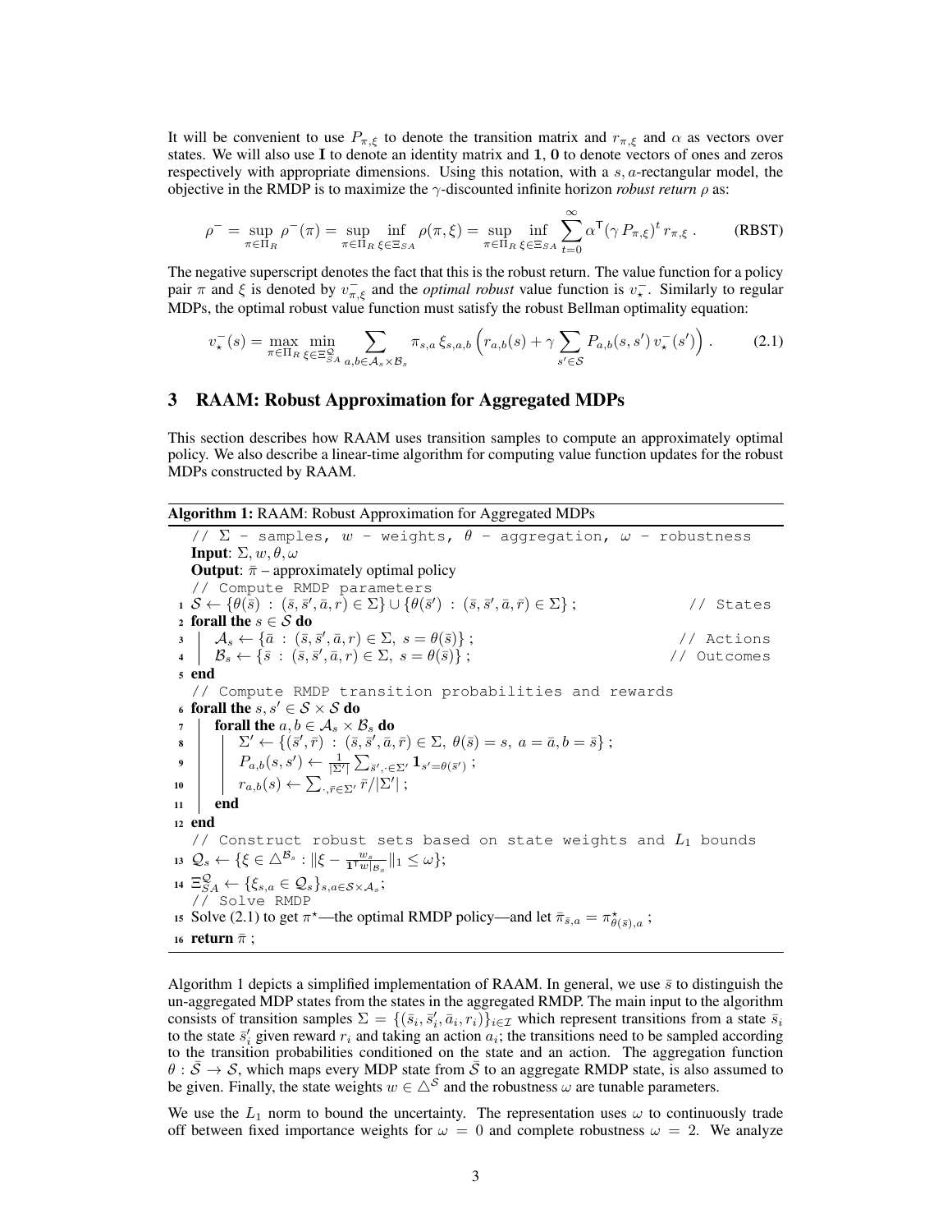It will be convenient to use $P_{\pi,\xi}$ to denote the transition matrix and $r_{\pi,\xi}$ and $\alpha$ as vectors over states. We will also use $\mathbf{I}$ to denote an identity matrix and $\mathbf{1}$, $\mathbf{0}$ to denote vectors of ones and zeros respectively with appropriate dimensions. Using this notation, with a $s,a$-rectangular model, the objective in the RMDP is to maximize the $\gamma$-discounted infinite horizon *robust return* $\rho$ as:

$$\rho^{-} = \sup_{\pi \in \Pi_R} \rho^{-}(\pi) = \sup_{\pi \in \Pi_R} \inf_{\xi \in \Xi_{SA}} \rho(\pi, \xi) = \sup_{\pi \in \Pi_R} \inf_{\xi \in \Xi_{SA}} \sum_{t=0}^{\infty} \alpha^{\mathsf{T}} (\gamma \, P_{\pi,\xi})^t \, r_{\pi,\xi} \, . \tag{RBST}$$

The negative superscript denotes the fact that this is the robust return. The value function for a policy pair $\pi$ and $\xi$ is denoted by $v^{-}_{\pi,\xi}$ and the *optimal robust* value function is $v^{-}_{\star}$. Similarly to regular MDPs, the optimal robust value function must satisfy the robust Bellman optimality equation:

$$v^{-}_{\star}(s) = \max_{\pi \in \Pi_R} \min_{\xi \in \Xi^{\mathcal{Q}}_{SA}} \sum_{a,b \in \mathcal{A}_s \times \mathcal{B}_s} \pi_{s,a} \, \xi_{s,a,b} \left( r_{a,b}(s) + \gamma \sum_{s' \in \mathcal{S}} P_{a,b}(s,s') \, v^{-}_{\star}(s') \right) . \tag{2.1}$$

## 3 RAAM: Robust Approximation for Aggregated MDPs

This section describes how RAAM uses transition samples to compute an approximately optimal policy. We also describe a linear-time algorithm for computing value function updates for the robust MDPs constructed by RAAM.

**Algorithm 1:** RAAM: Robust Approximation for Aggregated MDPs

// $\Sigma$ - samples, $w$ - weights, $\theta$ - aggregation, $\omega$ - robustness

**Input**: $\Sigma, w, \theta, \omega$

**Output**: $\bar{\pi}$ – approximately optimal policy

// Compute RMDP parameters

1 $\mathcal{S} \leftarrow \{\theta(\bar{s}) \,:\, (\bar{s}, \bar{s}', \bar{a}, r) \in \Sigma\} \cup \{\theta(\bar{s}') \,:\, (\bar{s}, \bar{s}', \bar{a}, \bar{r}) \in \Sigma\}$ ; // States

2 **forall the** $s \in \mathcal{S}$ **do**

3 $\quad \mathcal{A}_s \leftarrow \{\bar{a} \,:\, (\bar{s}, \bar{s}', \bar{a}, r) \in \Sigma, \; s = \theta(\bar{s})\}$ ; // Actions

4 $\quad \mathcal{B}_s \leftarrow \{\bar{s} \,:\, (\bar{s}, \bar{s}', \bar{a}, r) \in \Sigma, \; s = \theta(\bar{s})\}$ ; // Outcomes

5 **end**

// Compute RMDP transition probabilities and rewards

6 **forall the** $s, s' \in \mathcal{S} \times \mathcal{S}$ **do**

7 $\quad$ **forall the** $a, b \in \mathcal{A}_s \times \mathcal{B}_s$ **do**

8 $\quad\quad \Sigma' \leftarrow \{(\bar{s}', \bar{r}) \,:\, (\bar{s}, \bar{s}', \bar{a}, \bar{r}) \in \Sigma, \; \theta(\bar{s}) = s, \; a = \bar{a}, b = \bar{s}\}$ ;

9 $\quad\quad P_{a,b}(s,s') \leftarrow \frac{1}{|\Sigma'|} \sum_{\bar{s}',\cdot \in \Sigma'} \mathbf{1}_{s' = \theta(\bar{s}')}$ ;

10 $\quad\quad r_{a,b}(s) \leftarrow \sum_{\cdot,\bar{r} \in \Sigma'} \bar{r} / |\Sigma'|$ ;

11 $\quad$ **end**

12 **end**

// Construct robust sets based on state weights and $L_1$ bounds

13 $\mathcal{Q}_s \leftarrow \{\xi \in \triangle^{\mathcal{B}_s} : \|\xi - \frac{w_s}{\mathbf{1}^{\mathsf{T}} w|_{\mathcal{B}_s}}\|_1 \le \omega\}$;

14 $\Xi^{\mathcal{Q}}_{SA} \leftarrow \{\xi_{s,a} \in \mathcal{Q}_s\}_{s,a \in \mathcal{S} \times \mathcal{A}_s}$;

// Solve RMDP

15 Solve (2.1) to get $\pi^{\star}$—the optimal RMDP policy—and let $\bar{\pi}_{\bar{s},a} = \pi^{\star}_{\theta(\bar{s}),a}$ ;

16 **return** $\bar{\pi}$ ;

Algorithm 1 depicts a simplified implementation of RAAM. In general, we use $\bar{s}$ to distinguish the un-aggregated MDP states from the states in the aggregated RMDP. The main input to the algorithm consists of transition samples $\Sigma = \{(\bar{s}_i, \bar{s}'_i, \bar{a}_i, r_i)\}_{i \in \mathcal{I}}$ which represent transitions from a state $\bar{s}_i$ to the state $\bar{s}'_i$ given reward $r_i$ and taking an action $a_i$; the transitions need to be sampled according to the transition probabilities conditioned on the state and an action. The aggregation function $\theta : \bar{\mathcal{S}} \to \mathcal{S}$, which maps every MDP state from $\bar{\mathcal{S}}$ to an aggregate RMDP state, is also assumed to be given. Finally, the state weights $w \in \triangle^{\mathcal{S}}$ and the robustness $\omega$ are tunable parameters.

We use the $L_1$ norm to bound the uncertainty. The representation uses $\omega$ to continuously trade off between fixed importance weights for $\omega = 0$ and complete robustness $\omega = 2$. We analyze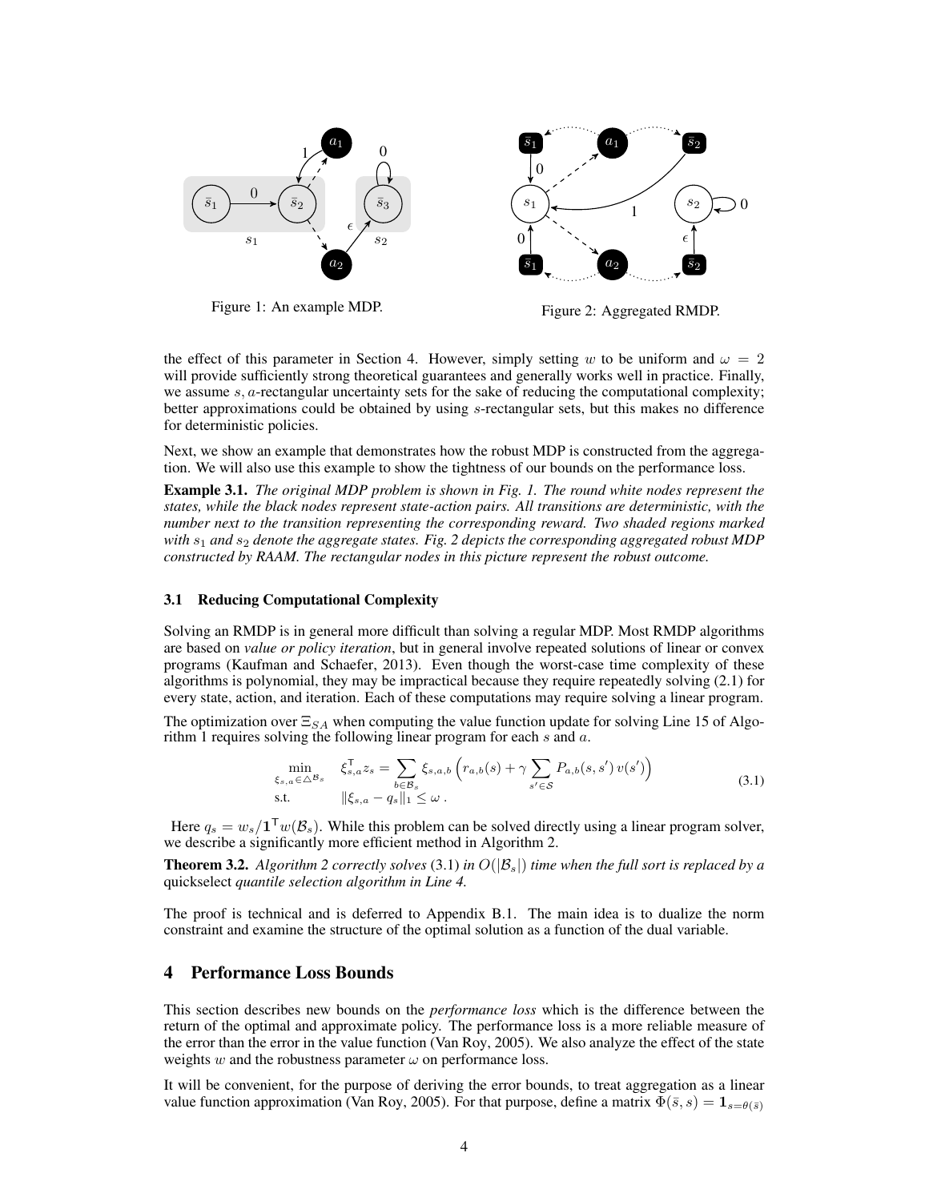Figure 1: An example MDP.

Figure 2: Aggregated RMDP.

the effect of this parameter in Section 4. However, simply setting $w$ to be uniform and $\omega = 2$ will provide sufficiently strong theoretical guarantees and generally works well in practice. Finally, we assume $s, a$-rectangular uncertainty sets for the sake of reducing the computational complexity; better approximations could be obtained by using $s$-rectangular sets, but this makes no difference for deterministic policies.

Next, we show an example that demonstrates how the robust MDP is constructed from the aggregation. We will also use this example to show the tightness of our bounds on the performance loss.

**Example 3.1.** *The original MDP problem is shown in Fig. 1. The round white nodes represent the states, while the black nodes represent state-action pairs. All transitions are deterministic, with the number next to the transition representing the corresponding reward. Two shaded regions marked with $s_1$ and $s_2$ denote the aggregate states. Fig. 2 depicts the corresponding aggregated robust MDP constructed by RAAM. The rectangular nodes in this picture represent the robust outcome.*

### 3.1 Reducing Computational Complexity

Solving an RMDP is in general more difficult than solving a regular MDP. Most RMDP algorithms are based on *value or policy iteration*, but in general involve repeated solutions of linear or convex programs (Kaufman and Schaefer, 2013). Even though the worst-case time complexity of these algorithms is polynomial, they may be impractical because they require repeatedly solving (2.1) for every state, action, and iteration. Each of these computations may require solving a linear program.

The optimization over $\Xi_{SA}$ when computing the value function update for solving Line 15 of Algorithm 1 requires solving the following linear program for each $s$ and $a$.

$$\begin{aligned} \min_{\xi_{s,a} \in \triangle^{\mathcal{B}_s}} \quad & \xi_{s,a}^\mathsf{T} z_s = \sum_{b \in \mathcal{B}_s} \xi_{s,a,b} \left( r_{a,b}(s) + \gamma \sum_{s' \in \mathcal{S}} P_{a,b}(s, s')\, v(s') \right) \\ \text{s.t.} \quad & \|\xi_{s,a} - q_s\|_1 \le \omega \,. \end{aligned} \tag{3.1}$$

Here $q_s = w_s / \mathbf{1}^\mathsf{T} w(\mathcal{B}_s)$. While this problem can be solved directly using a linear program solver, we describe a significantly more efficient method in Algorithm 2.

**Theorem 3.2.** *Algorithm 2 correctly solves* (3.1) *in $O(|\mathcal{B}_s|)$ time when the full sort is replaced by a* quickselect *quantile selection algorithm in Line 4.*

The proof is technical and is deferred to Appendix B.1. The main idea is to dualize the norm constraint and examine the structure of the optimal solution as a function of the dual variable.

## 4 Performance Loss Bounds

This section describes new bounds on the *performance loss* which is the difference between the return of the optimal and approximate policy. The performance loss is a more reliable measure of the error than the error in the value function (Van Roy, 2005). We also analyze the effect of the state weights $w$ and the robustness parameter $\omega$ on performance loss.

It will be convenient, for the purpose of deriving the error bounds, to treat aggregation as a linear value function approximation (Van Roy, 2005). For that purpose, define a matrix $\Phi(\bar{s}, s) = \mathbf{1}_{s=\theta(\bar{s})}$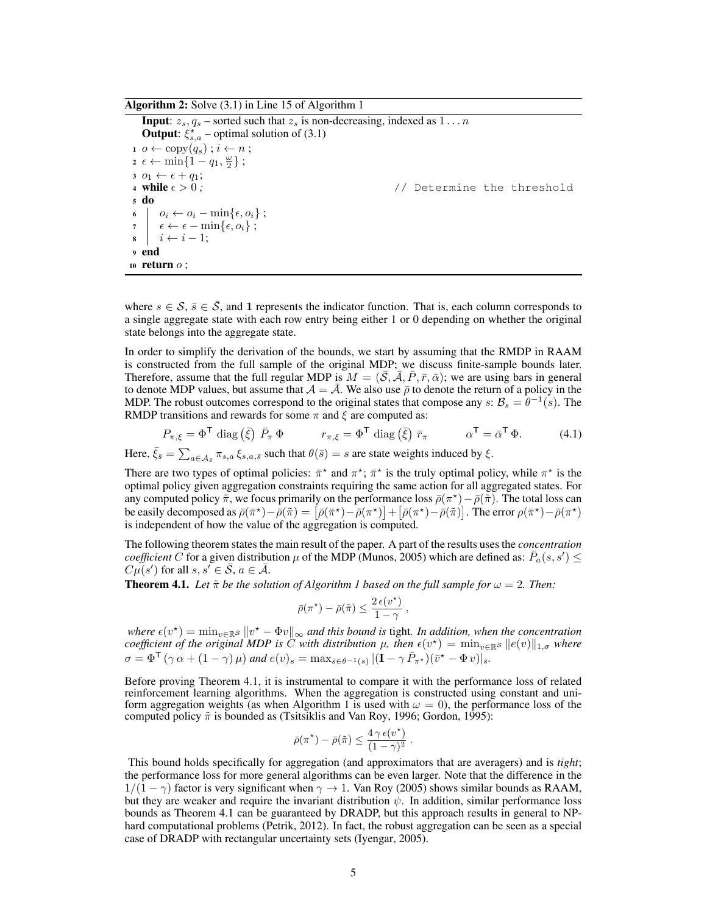**Algorithm 2:** Solve (3.1) in Line 15 of Algorithm 1

```
Input: z_s, q_s – sorted such that z_s is non-decreasing, indexed as 1 ... n
Output: ξ*_{s,a} – optimal solution of (3.1)
1  o ← copy(q_s) ; i ← n ;
2  ε ← min{1 − q_1, ω/2} ;
3  o_1 ← ε + q_1;
4  while ε > 0 ;                                    // Determine the threshold
5  do
6  |  o_i ← o_i − min{ε, o_i} ;
7  |  ε ← ε − min{ε, o_i} ;
8  |  i ← i − 1;
9  end
10 return o ;
```

where $s \in \mathcal{S}$, $\bar{s} \in \bar{\mathcal{S}}$, and $\mathbf{1}$ represents the indicator function. That is, each column corresponds to a single aggregate state with each row entry being either 1 or 0 depending on whether the original state belongs into the aggregate state.

In order to simplify the derivation of the bounds, we start by assuming that the RMDP in RAAM is constructed from the full sample of the original MDP; we discuss finite-sample bounds later. Therefore, assume that the full regular MDP is $M = (\bar{\mathcal{S}}, \bar{\mathcal{A}}, \bar{P}, \bar{r}, \bar{\alpha})$; we are using bars in general to denote MDP values, but assume that $\mathcal{A} = \bar{\mathcal{A}}$. We also use $\bar{\rho}$ to denote the return of a policy in the MDP. The robust outcomes correspond to the original states that compose any $s$: $\mathcal{B}_s = \theta^{-1}(s)$. The RMDP transitions and rewards for some $\pi$ and $\xi$ are computed as:

$$P_{\pi,\xi} = \Phi^{\mathsf{T}} \operatorname{diag}\left(\bar{\xi}\right) \bar{P}_\pi \Phi \qquad r_{\pi,\xi} = \Phi^{\mathsf{T}} \operatorname{diag}\left(\bar{\xi}\right) \bar{r}_\pi \qquad \alpha^{\mathsf{T}} = \bar{\alpha}^{\mathsf{T}} \Phi. \tag{4.1}$$

Here, $\bar{\xi}_{\bar{s}} = \sum_{a \in \mathcal{A}_{\bar{s}}} \pi_{s,a} \, \xi_{s,a,\bar{s}}$ such that $\theta(\bar{s}) = s$ are state weights induced by $\xi$.

There are two types of optimal policies: $\bar{\pi}^\star$ and $\pi^\star$; $\bar{\pi}^\star$ is the truly optimal policy, while $\pi^\star$ is the optimal policy given aggregation constraints requiring the same action for all aggregated states. For any computed policy $\tilde{\pi}$, we focus primarily on the performance loss $\bar{\rho}(\pi^\star) - \bar{\rho}(\tilde{\pi})$. The total loss can be easily decomposed as $\bar{\rho}(\bar{\pi}^\star) - \bar{\rho}(\tilde{\pi}) = \left[\bar{\rho}(\bar{\pi}^\star) - \bar{\rho}(\pi^\star)\right] + \left[\bar{\rho}(\pi^\star) - \bar{\rho}(\tilde{\pi})\right]$. The error $\rho(\bar{\pi}^\star) - \bar{\rho}(\pi^\star)$ is independent of how the value of the aggregation is computed.

The following theorem states the main result of the paper. A part of the results uses the *concentration coefficient* $C$ for a given distribution $\mu$ of the MDP (Munos, 2005) which are defined as: $\bar{P}_a(s, s') \leq C\mu(s')$ for all $s, s' \in \bar{\mathcal{S}}$, $a \in \bar{\mathcal{A}}$.

**Theorem 4.1.** *Let $\tilde{\pi}$ be the solution of Algorithm 1 based on the full sample for $\omega = 2$. Then:*

$$\bar{\rho}(\pi^\star) - \bar{\rho}(\tilde{\pi}) \leq \frac{2\,\epsilon(v^\star)}{1-\gamma}\,,$$

*where $\epsilon(v^\star) = \min_{v \in \mathbb{R}^{\mathcal{S}}} \|v^\star - \Phi v\|_\infty$ and this bound is* tight*. In addition, when the concentration coefficient of the original MDP is $C$ with distribution $\mu$, then $\epsilon(v^\star) = \min_{v \in \mathbb{R}^{\mathcal{S}}} \|e(v)\|_{1,\sigma}$ where $\sigma = \Phi^{\mathsf{T}}(\gamma\,\alpha + (1-\gamma)\,\mu)$ and $e(v)_s = \max_{\bar{s} \in \theta^{-1}(s)} |(\mathbf{I} - \gamma\,\bar{P}_{\pi^\star})(\bar{v}^\star - \Phi\,v)|_{\bar{s}}$.*

Before proving Theorem 4.1, it is instrumental to compare it with the performance loss of related reinforcement learning algorithms. When the aggregation is constructed using constant and uniform aggregation weights (as when Algorithm 1 is used with $\omega = 0$), the performance loss of the computed policy $\tilde{\pi}$ is bounded as (Tsitsiklis and Van Roy, 1996; Gordon, 1995):

$$\bar{\rho}(\pi^\star) - \bar{\rho}(\tilde{\pi}) \leq \frac{4\,\gamma\,\epsilon(v^\star)}{(1-\gamma)^2}\,.$$

This bound holds specifically for aggregation (and approximators that are averagers) and is *tight*; the performance loss for more general algorithms can be even larger. Note that the difference in the $1/(1-\gamma)$ factor is very significant when $\gamma \to 1$. Van Roy (2005) shows similar bounds as RAAM, but they are weaker and require the invariant distribution $\psi$. In addition, similar performance loss bounds as Theorem 4.1 can be guaranteed by DRADP, but this approach results in general to NP-hard computational problems (Petrik, 2012). In fact, the robust aggregation can be seen as a special case of DRADP with rectangular uncertainty sets (Iyengar, 2005).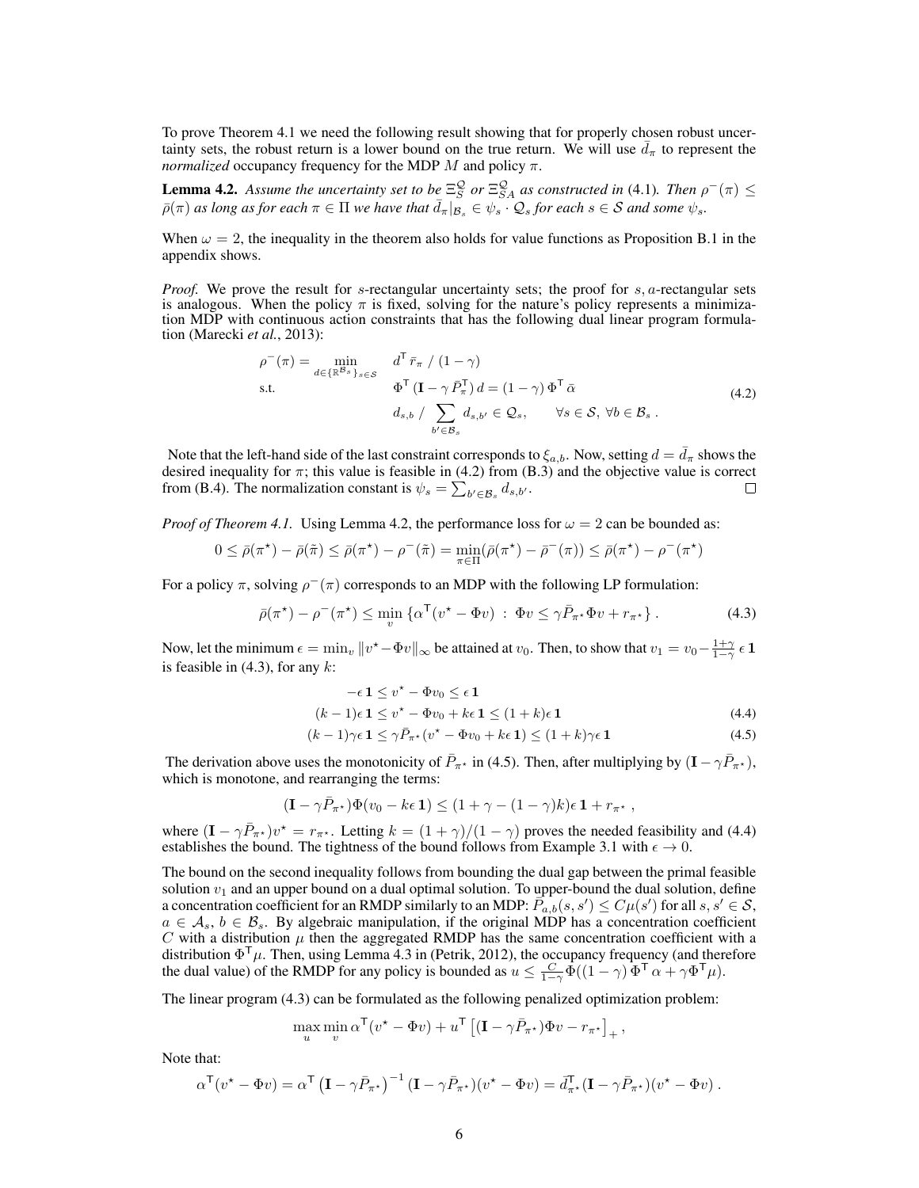To prove Theorem 4.1 we need the following result showing that for properly chosen robust uncertainty sets, the robust return is a lower bound on the true return. We will use $\bar{d}_\pi$ to represent the *normalized* occupancy frequency for the MDP $M$ and policy $\pi$.

**Lemma 4.2.** *Assume the uncertainty set to be $\Xi_S^{\mathcal{Q}}$ or $\Xi_{SA}^{\mathcal{Q}}$ as constructed in* (4.1)*. Then $\rho^-(\pi) \le \bar{\rho}(\pi)$ as long as for each $\pi \in \Pi$ we have that $\bar{d}_\pi|_{\mathcal{B}_s} \in \psi_s \cdot \mathcal{Q}_s$ for each $s \in \mathcal{S}$ and some $\psi_s$.*

When $\omega = 2$, the inequality in the theorem also holds for value functions as Proposition B.1 in the appendix shows.

*Proof.* We prove the result for $s$-rectangular uncertainty sets; the proof for $s,a$-rectangular sets is analogous. When the policy $\pi$ is fixed, solving for the nature's policy represents a minimization MDP with continuous action constraints that has the following dual linear program formulation (Marecki *et al.*, 2013):

$$
\begin{aligned}
\rho^-(\pi) = \min_{d \in \{\mathbb{R}^{\mathcal{B}_s}\}_{s\in\mathcal{S}}} \quad & d^\mathsf{T} \bar{r}_\pi \;/\; (1-\gamma) \\
\text{s.t.} \quad & \Phi^\mathsf{T} (\mathbf{I} - \gamma \bar{P}_\pi^\mathsf{T})\, d = (1-\gamma)\, \Phi^\mathsf{T} \bar{\alpha} \\
& d_{s,b} \;/\; \sum_{b' \in \mathcal{B}_s} d_{s,b'} \in \mathcal{Q}_s, \qquad \forall s \in \mathcal{S},\ \forall b \in \mathcal{B}_s\ .
\end{aligned}
\tag{4.2}
$$

Note that the left-hand side of the last constraint corresponds to $\xi_{a,b}$. Now, setting $d = \bar{d}_\pi$ shows the desired inequality for $\pi$; this value is feasible in (4.2) from (B.3) and the objective value is correct from (B.4). The normalization constant is $\psi_s = \sum_{b' \in \mathcal{B}_s} d_{s,b'}$. $\square$

*Proof of Theorem 4.1.* Using Lemma 4.2, the performance loss for $\omega = 2$ can be bounded as:

$$
0 \le \bar{\rho}(\pi^\star) - \bar{\rho}(\tilde{\pi}) \le \bar{\rho}(\pi^\star) - \rho^-(\tilde{\pi}) = \min_{\pi\in\Pi} (\bar{\rho}(\pi^\star) - \bar{\rho}^-(\pi)) \le \bar{\rho}(\pi^\star) - \rho^-(\pi^\star)
$$

For a policy $\pi$, solving $\rho^-(\pi)$ corresponds to an MDP with the following LP formulation:

$$
\bar{\rho}(\pi^\star) - \rho^-(\pi^\star) \le \min_v \left\{ \alpha^\mathsf{T} (v^\star - \Phi v) \;:\; \Phi v \le \gamma \bar{P}_{\pi^\star} \Phi v + r_{\pi^\star} \right\} . \tag{4.3}
$$

Now, let the minimum $\epsilon = \min_v \|v^\star - \Phi v\|_\infty$ be attained at $v_0$. Then, to show that $v_1 = v_0 - \frac{1+\gamma}{1-\gamma}\, \epsilon\, \mathbf{1}$ is feasible in (4.3), for any $k$:

$$
\begin{aligned}
-\epsilon\, \mathbf{1} \le v^\star - \Phi v_0 \le \epsilon\, \mathbf{1} & \\
(k-1)\epsilon\, \mathbf{1} \le v^\star - \Phi v_0 + k\epsilon\, \mathbf{1} \le (1+k)\epsilon\, \mathbf{1} & \qquad (4.4)\\
(k-1)\gamma\epsilon\, \mathbf{1} \le \gamma \bar{P}_{\pi^\star} (v^\star - \Phi v_0 + k\epsilon\, \mathbf{1}) \le (1+k)\gamma\epsilon\, \mathbf{1} & \qquad (4.5)
\end{aligned}
$$

The derivation above uses the monotonicity of $\bar{P}_{\pi^\star}$ in (4.5). Then, after multiplying by $(\mathbf{I} - \gamma \bar{P}_{\pi^\star})$, which is monotone, and rearranging the terms:

$$
(\mathbf{I} - \gamma \bar{P}_{\pi^\star}) \Phi (v_0 - k\epsilon\, \mathbf{1}) \le (1 + \gamma - (1-\gamma)k)\epsilon\, \mathbf{1} + r_{\pi^\star}\ ,
$$

where $(\mathbf{I} - \gamma \bar{P}_{\pi^\star}) v^\star = r_{\pi^\star}$. Letting $k = (1+\gamma)/(1-\gamma)$ proves the needed feasibility and (4.4) establishes the bound. The tightness of the bound follows from Example 3.1 with $\epsilon \to 0$.

The bound on the second inequality follows from bounding the dual gap between the primal feasible solution $v_1$ and an upper bound on a dual optimal solution. To upper-bound the dual solution, define a concentration coefficient for an RMDP similarly to an MDP: $\bar{P}_{a,b}(s,s') \le C \mu(s')$ for all $s, s' \in \mathcal{S}$, $a \in \mathcal{A}_s$, $b \in \mathcal{B}_s$. By algebraic manipulation, if the original MDP has a concentration coefficient $C$ with a distribution $\mu$ then the aggregated RMDP has the same concentration coefficient with a distribution $\Phi^\mathsf{T} \mu$. Then, using Lemma 4.3 in (Petrik, 2012), the occupancy frequency (and therefore the dual value) of the RMDP for any policy is bounded as $u \le \frac{C}{1-\gamma} \Phi((1-\gamma)\, \Phi^\mathsf{T} \alpha + \gamma \Phi^\mathsf{T} \mu)$.

The linear program (4.3) can be formulated as the following penalized optimization problem:

$$
\max_u \min_v \alpha^\mathsf{T} (v^\star - \Phi v) + u^\mathsf{T} \left[ (\mathbf{I} - \gamma \bar{P}_{\pi^\star}) \Phi v - r_{\pi^\star} \right]_+ ,
$$

Note that:

$$
\alpha^\mathsf{T} (v^\star - \Phi v) = \alpha^\mathsf{T} \left( \mathbf{I} - \gamma \bar{P}_{\pi^\star} \right)^{-1} (\mathbf{I} - \gamma \bar{P}_{\pi^\star})(v^\star - \Phi v) = \bar{d}_{\pi^\star}^\mathsf{T} (\mathbf{I} - \gamma \bar{P}_{\pi^\star})(v^\star - \Phi v)\ .
$$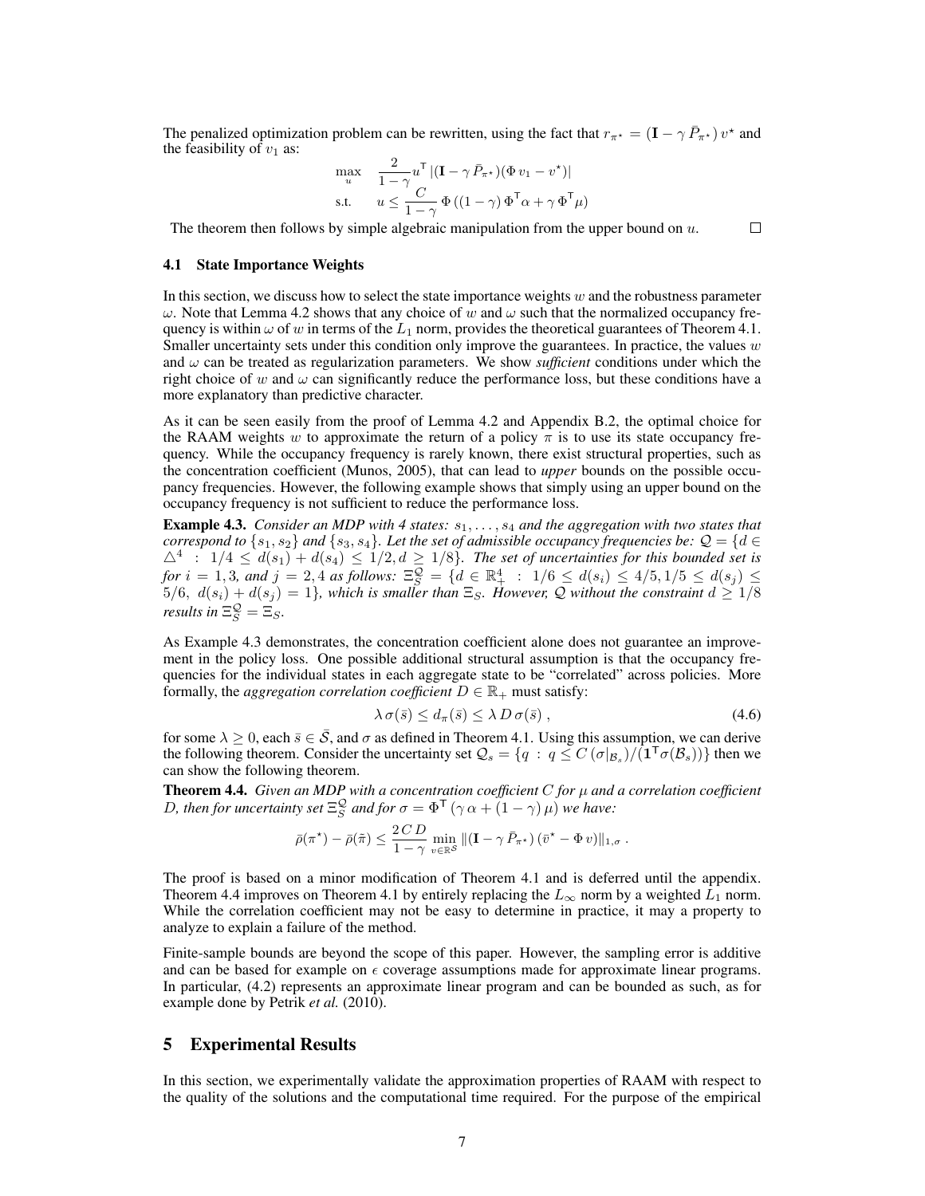The penalized optimization problem can be rewritten, using the fact that $r_{\pi^\star} = (\mathbf{I} - \gamma \bar{P}_{\pi^\star})\, v^\star$ and the feasibility of $v_1$ as:

$$
\begin{aligned}
\max_{u} \quad & \frac{2}{1-\gamma} u^\mathsf{T} \left|(\mathbf{I} - \gamma \bar{P}_{\pi^\star})(\Phi\, v_1 - v^\star)\right| \\
\text{s.t.} \quad & u \leq \frac{C}{1-\gamma}\, \Phi\left((1-\gamma)\, \Phi^\mathsf{T} \alpha + \gamma\, \Phi^\mathsf{T} \mu\right)
\end{aligned}
$$

The theorem then follows by simple algebraic manipulation from the upper bound on $u$. □

### 4.1 State Importance Weights

In this section, we discuss how to select the state importance weights $w$ and the robustness parameter $\omega$. Note that Lemma 4.2 shows that any choice of $w$ and $\omega$ such that the normalized occupancy frequency is within $\omega$ of $w$ in terms of the $L_1$ norm, provides the theoretical guarantees of Theorem 4.1. Smaller uncertainty sets under this condition only improve the guarantees. In practice, the values $w$ and $\omega$ can be treated as regularization parameters. We show *sufficient* conditions under which the right choice of $w$ and $\omega$ can significantly reduce the performance loss, but these conditions have a more explanatory than predictive character.

As it can be seen easily from the proof of Lemma 4.2 and Appendix B.2, the optimal choice for the RAAM weights $w$ to approximate the return of a policy $\pi$ is to use its state occupancy frequency. While the occupancy frequency is rarely known, there exist structural properties, such as the concentration coefficient (Munos, 2005), that can lead to *upper* bounds on the possible occupancy frequencies. However, the following example shows that simply using an upper bound on the occupancy frequency is not sufficient to reduce the performance loss.

**Example 4.3.** *Consider an MDP with 4 states: $s_1, \ldots, s_4$ and the aggregation with two states that correspond to $\{s_1, s_2\}$ and $\{s_3, s_4\}$. Let the set of admissible occupancy frequencies be: $\mathcal{Q} = \{d \in \triangle^4 \;:\; 1/4 \leq d(s_1) + d(s_4) \leq 1/2, d \geq 1/8\}$. The set of uncertainties for this bounded set is for $i = 1, 3$, and $j = 2, 4$ as follows: $\Xi_S^{\mathcal{Q}} = \{d \in \mathbb{R}_+^4 \;:\; 1/6 \leq d(s_i) \leq 4/5, 1/5 \leq d(s_j) \leq 5/6,\; d(s_i) + d(s_j) = 1\}$, which is smaller than $\Xi_S$. However, $\mathcal{Q}$ without the constraint $d \geq 1/8$ results in $\Xi_S^{\mathcal{Q}} = \Xi_S$.*

As Example 4.3 demonstrates, the concentration coefficient alone does not guarantee an improvement in the policy loss. One possible additional structural assumption is that the occupancy frequencies for the individual states in each aggregate state to be "correlated" across policies. More formally, the *aggregation correlation coefficient* $D \in \mathbb{R}_+$ must satisfy:

$$
\lambda\, \sigma(\bar{s}) \leq d_\pi(\bar{s}) \leq \lambda\, D\, \sigma(\bar{s})\,, \tag{4.6}
$$

for some $\lambda \geq 0$, each $\bar{s} \in \bar{\mathcal{S}}$, and $\sigma$ as defined in Theorem 4.1. Using this assumption, we can derive the following theorem. Consider the uncertainty set $\mathcal{Q}_s = \{q \;:\; q \leq C\, (\sigma|_{\mathcal{B}_s}) / (\mathbf{1}^\mathsf{T} \sigma(\mathcal{B}_s))\}$ then we can show the following theorem.

**Theorem 4.4.** *Given an MDP with a concentration coefficient $C$ for $\mu$ and a correlation coefficient $D$, then for uncertainty set $\Xi_S^{\mathcal{Q}}$ and for $\sigma = \Phi^\mathsf{T}\,(\gamma\, \alpha + (1-\gamma)\, \mu)$ we have:*

$$
\bar{\rho}(\pi^\star) - \bar{\rho}(\bar{\pi}) \leq \frac{2\, C\, D}{1-\gamma} \min_{v \in \mathbb{R}^{\mathcal{S}}} \left\|(\mathbf{I} - \gamma\, \bar{P}_{\pi^\star})\, (\bar{v}^\star - \Phi\, v)\right\|_{1,\sigma}.
$$

The proof is based on a minor modification of Theorem 4.1 and is deferred until the appendix. Theorem 4.4 improves on Theorem 4.1 by entirely replacing the $L_\infty$ norm by a weighted $L_1$ norm. While the correlation coefficient may not be easy to determine in practice, it may a property to analyze to explain a failure of the method.

Finite-sample bounds are beyond the scope of this paper. However, the sampling error is additive and can be based for example on $\epsilon$ coverage assumptions made for approximate linear programs. In particular, (4.2) represents an approximate linear program and can be bounded as such, as for example done by Petrik *et al.* (2010).

## 5 Experimental Results

In this section, we experimentally validate the approximation properties of RAAM with respect to the quality of the solutions and the computational time required. For the purpose of the empirical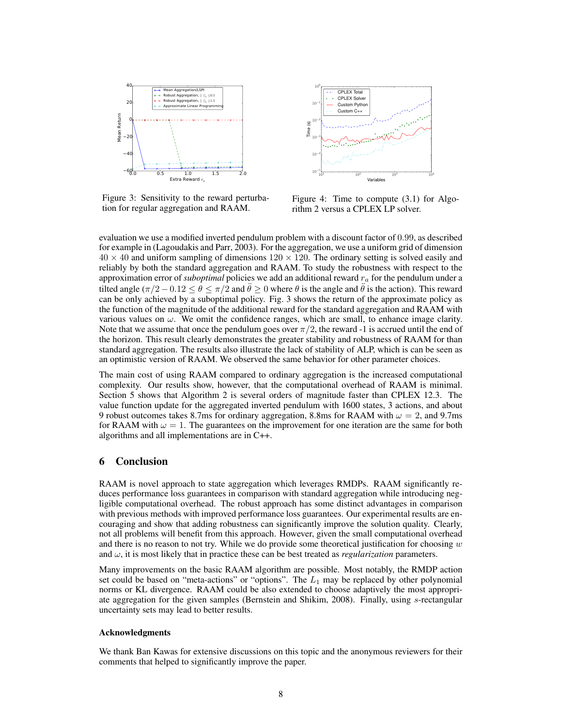Figure 3: Sensitivity to the reward perturbation for regular aggregation and RAAM.

Figure 4: Time to compute (3.1) for Algorithm 2 versus a CPLEX LP solver.

evaluation we use a modified inverted pendulum problem with a discount factor of 0.99, as described for example in (Lagoudakis and Parr, 2003). For the aggregation, we use a uniform grid of dimension $40 \times 40$ and uniform sampling of dimensions $120 \times 120$. The ordinary setting is solved easily and reliably by both the standard aggregation and RAAM. To study the robustness with respect to the approximation error of *suboptimal* policies we add an additional reward $r_a$ for the pendulum under a tilted angle ($\pi/2 - 0.12 \leq \theta \leq \pi/2$ and $\ddot{\theta} \geq 0$ where $\theta$ is the angle and $\ddot{\theta}$ is the action). This reward can be only achieved by a suboptimal policy. Fig. 3 shows the return of the approximate policy as the function of the magnitude of the additional reward for the standard aggregation and RAAM with various values on $\omega$. We omit the confidence ranges, which are small, to enhance image clarity. Note that we assume that once the pendulum goes over $\pi/2$, the reward -1 is accrued until the end of the horizon. This result clearly demonstrates the greater stability and robustness of RAAM for than standard aggregation. The results also illustrate the lack of stability of ALP, which is can be seen as an optimistic version of RAAM. We observed the same behavior for other parameter choices.

The main cost of using RAAM compared to ordinary aggregation is the increased computational complexity. Our results show, however, that the computational overhead of RAAM is minimal. Section 5 shows that Algorithm 2 is several orders of magnitude faster than CPLEX 12.3. The value function update for the aggregated inverted pendulum with 1600 states, 3 actions, and about 9 robust outcomes takes 8.7ms for ordinary aggregation, 8.8ms for RAAM with $\omega = 2$, and 9.7ms for RAAM with $\omega = 1$. The guarantees on the improvement for one iteration are the same for both algorithms and all implementations are in C++.

## 6 Conclusion

RAAM is novel approach to state aggregation which leverages RMDPs. RAAM significantly reduces performance loss guarantees in comparison with standard aggregation while introducing negligible computational overhead. The robust approach has some distinct advantages in comparison with previous methods with improved performance loss guarantees. Our experimental results are encouraging and show that adding robustness can significantly improve the solution quality. Clearly, not all problems will benefit from this approach. However, given the small computational overhead and there is no reason to not try. While we do provide some theoretical justification for choosing $w$ and $\omega$, it is most likely that in practice these can be best treated as *regularization* parameters.

Many improvements on the basic RAAM algorithm are possible. Most notably, the RMDP action set could be based on "meta-actions" or "options". The $L_1$ may be replaced by other polynomial norms or KL divergence. RAAM could be also extended to choose adaptively the most appropriate aggregation for the given samples (Bernstein and Shikim, 2008). Finally, using $s$-rectangular uncertainty sets may lead to better results.

### Acknowledgments

We thank Ban Kawas for extensive discussions on this topic and the anonymous reviewers for their comments that helped to significantly improve the paper.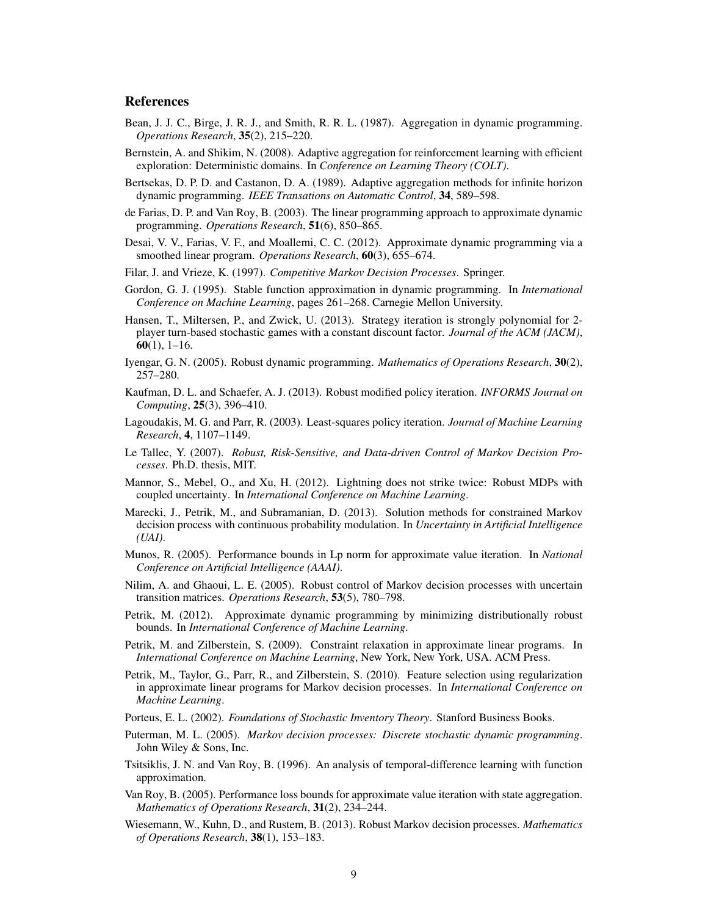## References

Bean, J. J. C., Birge, J. R. J., and Smith, R. R. L. (1987). Aggregation in dynamic programming. *Operations Research*, **35**(2), 215–220.

Bernstein, A. and Shikim, N. (2008). Adaptive aggregation for reinforcement learning with efficient exploration: Deterministic domains. In *Conference on Learning Theory (COLT)*.

Bertsekas, D. P. D. and Castanon, D. A. (1989). Adaptive aggregation methods for infinite horizon dynamic programming. *IEEE Transations on Automatic Control*, **34**, 589–598.

de Farias, D. P. and Van Roy, B. (2003). The linear programming approach to approximate dynamic programming. *Operations Research*, **51**(6), 850–865.

Desai, V. V., Farias, V. F., and Moallemi, C. C. (2012). Approximate dynamic programming via a smoothed linear program. *Operations Research*, **60**(3), 655–674.

Filar, J. and Vrieze, K. (1997). *Competitive Markov Decision Processes*. Springer.

Gordon, G. J. (1995). Stable function approximation in dynamic programming. In *International Conference on Machine Learning*, pages 261–268. Carnegie Mellon University.

Hansen, T., Miltersen, P., and Zwick, U. (2013). Strategy iteration is strongly polynomial for 2-player turn-based stochastic games with a constant discount factor. *Journal of the ACM (JACM)*, **60**(1), 1–16.

Iyengar, G. N. (2005). Robust dynamic programming. *Mathematics of Operations Research*, **30**(2), 257–280.

Kaufman, D. L. and Schaefer, A. J. (2013). Robust modified policy iteration. *INFORMS Journal on Computing*, **25**(3), 396–410.

Lagoudakis, M. G. and Parr, R. (2003). Least-squares policy iteration. *Journal of Machine Learning Research*, **4**, 1107–1149.

Le Tallec, Y. (2007). *Robust, Risk-Sensitive, and Data-driven Control of Markov Decision Processes*. Ph.D. thesis, MIT.

Mannor, S., Mebel, O., and Xu, H. (2012). Lightning does not strike twice: Robust MDPs with coupled uncertainty. In *International Conference on Machine Learning*.

Marecki, J., Petrik, M., and Subramanian, D. (2013). Solution methods for constrained Markov decision process with continuous probability modulation. In *Uncertainty in Artificial Intelligence (UAI)*.

Munos, R. (2005). Performance bounds in Lp norm for approximate value iteration. In *National Conference on Artificial Intelligence (AAAI)*.

Nilim, A. and Ghaoui, L. E. (2005). Robust control of Markov decision processes with uncertain transition matrices. *Operations Research*, **53**(5), 780–798.

Petrik, M. (2012). Approximate dynamic programming by minimizing distributionally robust bounds. In *International Conference of Machine Learning*.

Petrik, M. and Zilberstein, S. (2009). Constraint relaxation in approximate linear programs. In *International Conference on Machine Learning*, New York, New York, USA. ACM Press.

Petrik, M., Taylor, G., Parr, R., and Zilberstein, S. (2010). Feature selection using regularization in approximate linear programs for Markov decision processes. In *International Conference on Machine Learning*.

Porteus, E. L. (2002). *Foundations of Stochastic Inventory Theory*. Stanford Business Books.

Puterman, M. L. (2005). *Markov decision processes: Discrete stochastic dynamic programming*. John Wiley & Sons, Inc.

Tsitsiklis, J. N. and Van Roy, B. (1996). An analysis of temporal-difference learning with function approximation.

Van Roy, B. (2005). Performance loss bounds for approximate value iteration with state aggregation. *Mathematics of Operations Research*, **31**(2), 234–244.

Wiesemann, W., Kuhn, D., and Rustem, B. (2013). Robust Markov decision processes. *Mathematics of Operations Research*, **38**(1), 153–183.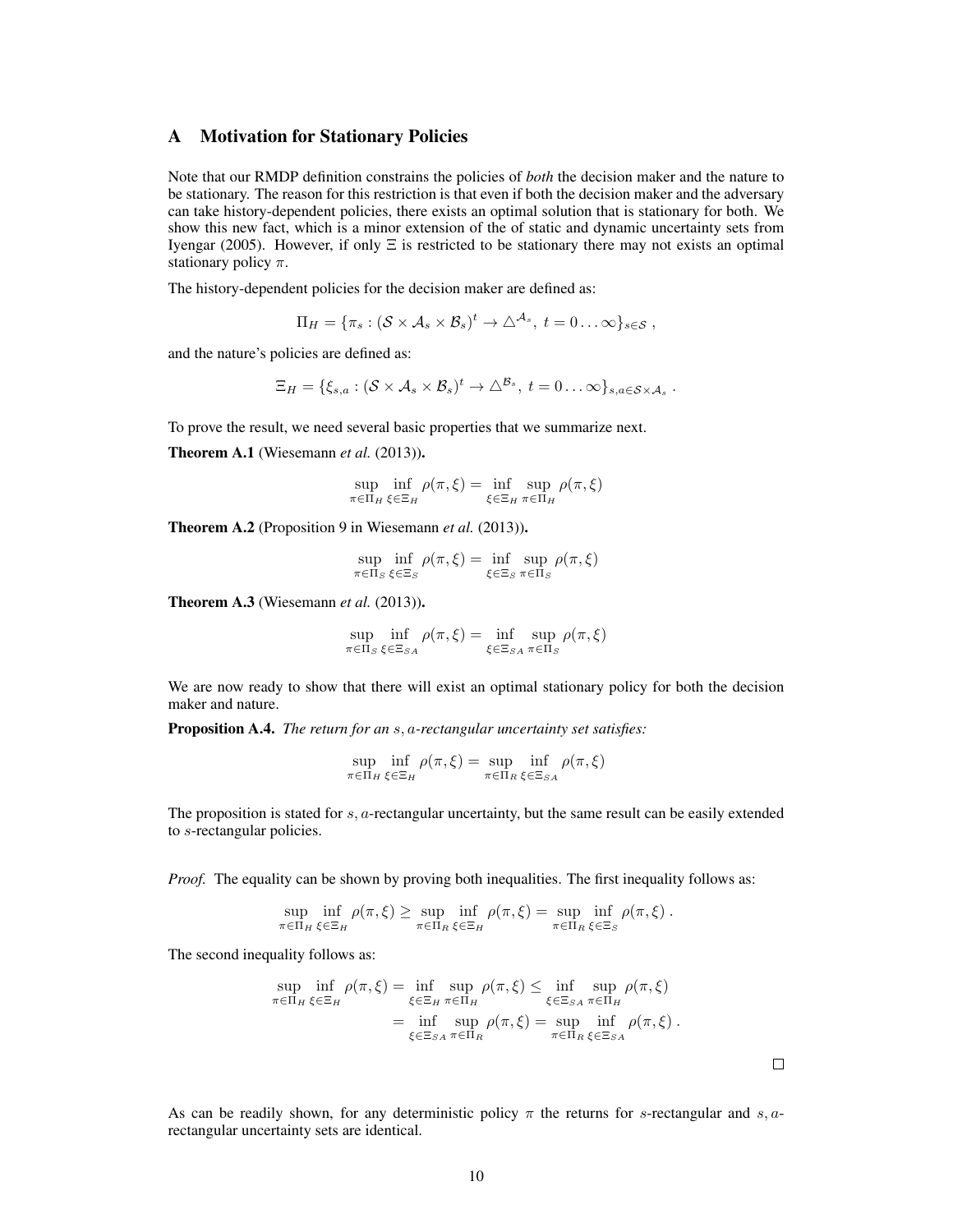## A Motivation for Stationary Policies

Note that our RMDP definition constrains the policies of *both* the decision maker and the nature to be stationary. The reason for this restriction is that even if both the decision maker and the adversary can take history-dependent policies, there exists an optimal solution that is stationary for both. We show this new fact, which is a minor extension of the of static and dynamic uncertainty sets from Iyengar (2005). However, if only $\Xi$ is restricted to be stationary there may not exists an optimal stationary policy $\pi$.

The history-dependent policies for the decision maker are defined as:

$$\Pi_H = \{\pi_s : (\mathcal{S} \times \mathcal{A}_s \times \mathcal{B}_s)^t \to \triangle^{\mathcal{A}_s},\ t = 0 \ldots \infty\}_{s \in \mathcal{S}} \ ,$$

and the nature's policies are defined as:

$$\Xi_H = \{\xi_{s,a} : (\mathcal{S} \times \mathcal{A}_s \times \mathcal{B}_s)^t \to \triangle^{\mathcal{B}_s},\ t = 0 \ldots \infty\}_{s,a \in \mathcal{S} \times \mathcal{A}_s} \ .$$

To prove the result, we need several basic properties that we summarize next.

**Theorem A.1** (Wiesemann *et al.* (2013))**.**

$$\sup_{\pi \in \Pi_H} \inf_{\xi \in \Xi_H} \rho(\pi, \xi) = \inf_{\xi \in \Xi_H} \sup_{\pi \in \Pi_H} \rho(\pi, \xi)$$

**Theorem A.2** (Proposition 9 in Wiesemann *et al.* (2013))**.**

$$\sup_{\pi \in \Pi_S} \inf_{\xi \in \Xi_S} \rho(\pi, \xi) = \inf_{\xi \in \Xi_S} \sup_{\pi \in \Pi_S} \rho(\pi, \xi)$$

**Theorem A.3** (Wiesemann *et al.* (2013))**.**

$$\sup_{\pi \in \Pi_S} \inf_{\xi \in \Xi_{SA}} \rho(\pi, \xi) = \inf_{\xi \in \Xi_{SA}} \sup_{\pi \in \Pi_S} \rho(\pi, \xi)$$

We are now ready to show that there will exist an optimal stationary policy for both the decision maker and nature.

**Proposition A.4.** *The return for an $s,a$-rectangular uncertainty set satisfies:*

$$\sup_{\pi \in \Pi_H} \inf_{\xi \in \Xi_H} \rho(\pi, \xi) = \sup_{\pi \in \Pi_R} \inf_{\xi \in \Xi_{SA}} \rho(\pi, \xi)$$

The proposition is stated for $s,a$-rectangular uncertainty, but the same result can be easily extended to $s$-rectangular policies.

*Proof.* The equality can be shown by proving both inequalities. The first inequality follows as:

$$\sup_{\pi \in \Pi_H} \inf_{\xi \in \Xi_H} \rho(\pi, \xi) \geq \sup_{\pi \in \Pi_R} \inf_{\xi \in \Xi_H} \rho(\pi, \xi) = \sup_{\pi \in \Pi_R} \inf_{\xi \in \Xi_S} \rho(\pi, \xi) \ .$$

The second inequality follows as:

$$\begin{aligned}
\sup_{\pi \in \Pi_H} \inf_{\xi \in \Xi_H} \rho(\pi, \xi) &= \inf_{\xi \in \Xi_H} \sup_{\pi \in \Pi_H} \rho(\pi, \xi) \leq \inf_{\xi \in \Xi_{SA}} \sup_{\pi \in \Pi_H} \rho(\pi, \xi) \\
&= \inf_{\xi \in \Xi_{SA}} \sup_{\pi \in \Pi_R} \rho(\pi, \xi) = \sup_{\pi \in \Pi_R} \inf_{\xi \in \Xi_{SA}} \rho(\pi, \xi) \ .
\end{aligned}$$

□

As can be readily shown, for any deterministic policy $\pi$ the returns for $s$-rectangular and $s,a$-rectangular uncertainty sets are identical.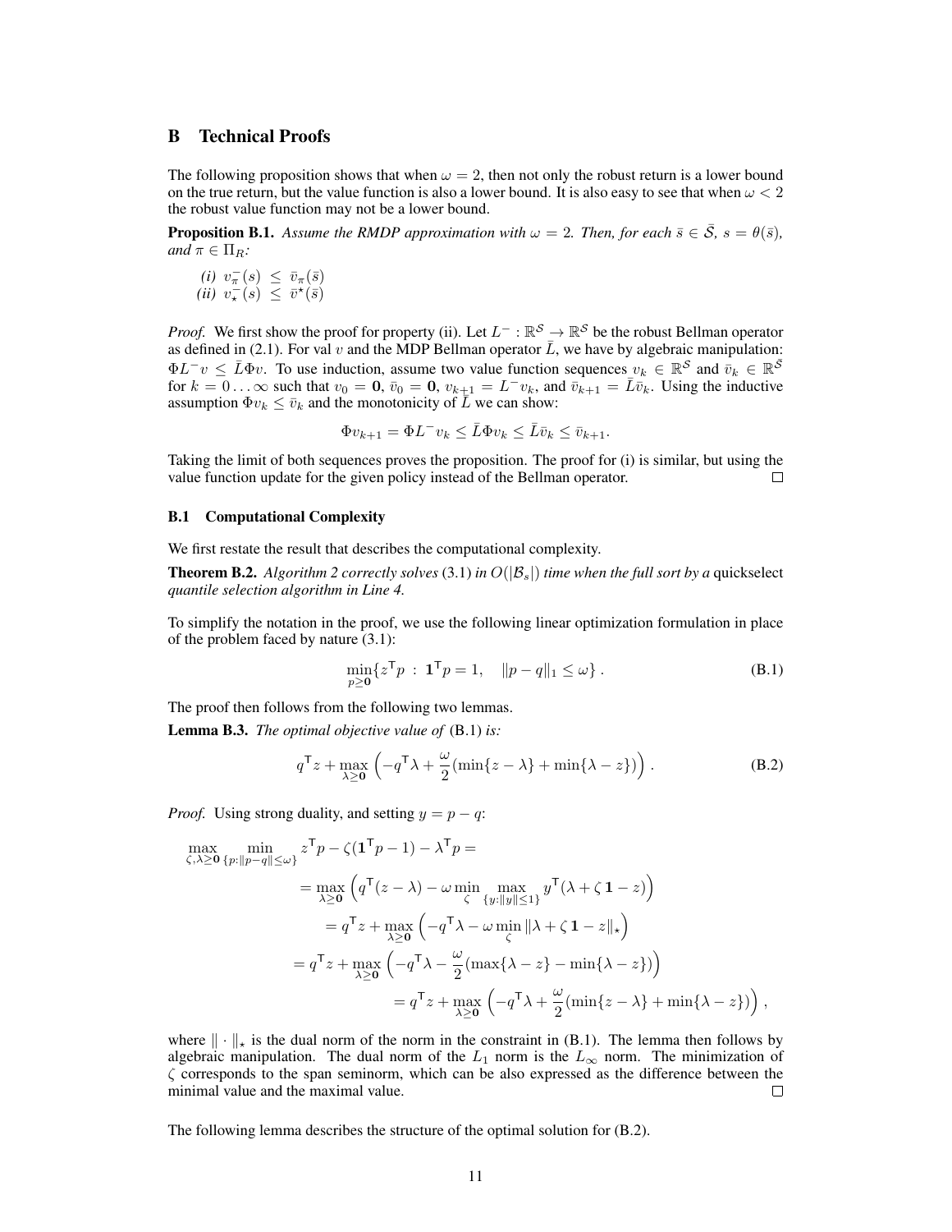## B Technical Proofs

The following proposition shows that when $\omega = 2$, then not only the robust return is a lower bound on the true return, but the value function is also a lower bound. It is also easy to see that when $\omega < 2$ the robust value function may not be a lower bound.

**Proposition B.1.** *Assume the RMDP approximation with $\omega = 2$. Then, for each $\bar{s} \in \bar{\mathcal{S}}$, $s = \theta(\bar{s})$, and $\pi \in \Pi_R$:*

*(i)* $v^-_\pi(s) \;\le\; \bar{v}_\pi(\bar{s})$
*(ii)* $v^-_\star(s) \;\le\; \bar{v}^\star(\bar{s})$

*Proof.* We first show the proof for property (ii). Let $L^- : \mathbb{R}^{\mathcal{S}} \to \mathbb{R}^{\mathcal{S}}$ be the robust Bellman operator as defined in (2.1). For val $v$ and the MDP Bellman operator $\bar{L}$, we have by algebraic manipulation: $\Phi L^- v \le \bar{L} \Phi v$. To use induction, assume two value function sequences $v_k \in \mathbb{R}^{\mathcal{S}}$ and $\bar{v}_k \in \mathbb{R}^{\bar{\mathcal{S}}}$ for $k = 0 \ldots \infty$ such that $v_0 = \mathbf{0}$, $\bar{v}_0 = \mathbf{0}$, $v_{k+1} = L^- v_k$, and $\bar{v}_{k+1} = \bar{L}\bar{v}_k$. Using the inductive assumption $\Phi v_k \le \bar{v}_k$ and the monotonicity of $\bar{L}$ we can show:

$$\Phi v_{k+1} = \Phi L^- v_k \le \bar{L} \Phi v_k \le \bar{L} \bar{v}_k \le \bar{v}_{k+1}.$$

Taking the limit of both sequences proves the proposition. The proof for (i) is similar, but using the value function update for the given policy instead of the Bellman operator. □

### B.1 Computational Complexity

We first restate the result that describes the computational complexity.

**Theorem B.2.** *Algorithm 2 correctly solves* (3.1) *in $O(|\mathcal{B}_s|)$ time when the full sort by a* quickselect *quantile selection algorithm in Line 4.*

To simplify the notation in the proof, we use the following linear optimization formulation in place of the problem faced by nature (3.1):

$$\min_{p \ge \mathbf{0}} \{ z^\mathsf{T} p \;:\; \mathbf{1}^\mathsf{T} p = 1, \quad \|p - q\|_1 \le \omega \} \,. \tag{B.1}$$

The proof then follows from the following two lemmas.

**Lemma B.3.** *The optimal objective value of* (B.1) *is:*

$$q^\mathsf{T} z + \max_{\lambda \ge \mathbf{0}} \left( -q^\mathsf{T} \lambda + \frac{\omega}{2} (\min\{z - \lambda\} + \min\{\lambda - z\}) \right) . \tag{B.2}$$

*Proof.* Using strong duality, and setting $y = p - q$:

$$\begin{aligned}
\max_{\zeta, \lambda \ge \mathbf{0}} \min_{\{p : \|p - q\| \le \omega\}} & z^\mathsf{T} p - \zeta(\mathbf{1}^\mathsf{T} p - 1) - \lambda^\mathsf{T} p = \\
&= \max_{\lambda \ge \mathbf{0}} \left( q^\mathsf{T}(z - \lambda) - \omega \min_{\zeta} \max_{\{y : \|y\| \le 1\}} y^\mathsf{T}(\lambda + \zeta\, \mathbf{1} - z) \right) \\
&= q^\mathsf{T} z + \max_{\lambda \ge \mathbf{0}} \left( -q^\mathsf{T} \lambda - \omega \min_{\zeta} \|\lambda + \zeta\, \mathbf{1} - z\|_\star \right) \\
&= q^\mathsf{T} z + \max_{\lambda \ge \mathbf{0}} \left( -q^\mathsf{T} \lambda - \frac{\omega}{2} (\max\{\lambda - z\} - \min\{\lambda - z\}) \right) \\
&= q^\mathsf{T} z + \max_{\lambda \ge \mathbf{0}} \left( -q^\mathsf{T} \lambda + \frac{\omega}{2} (\min\{z - \lambda\} + \min\{\lambda - z\}) \right) ,
\end{aligned}$$

where $\|\cdot\|_\star$ is the dual norm of the norm in the constraint in (B.1). The lemma then follows by algebraic manipulation. The dual norm of the $L_1$ norm is the $L_\infty$ norm. The minimization of $\zeta$ corresponds to the span seminorm, which can be also expressed as the difference between the minimal value and the maximal value. □

The following lemma describes the structure of the optimal solution for (B.2).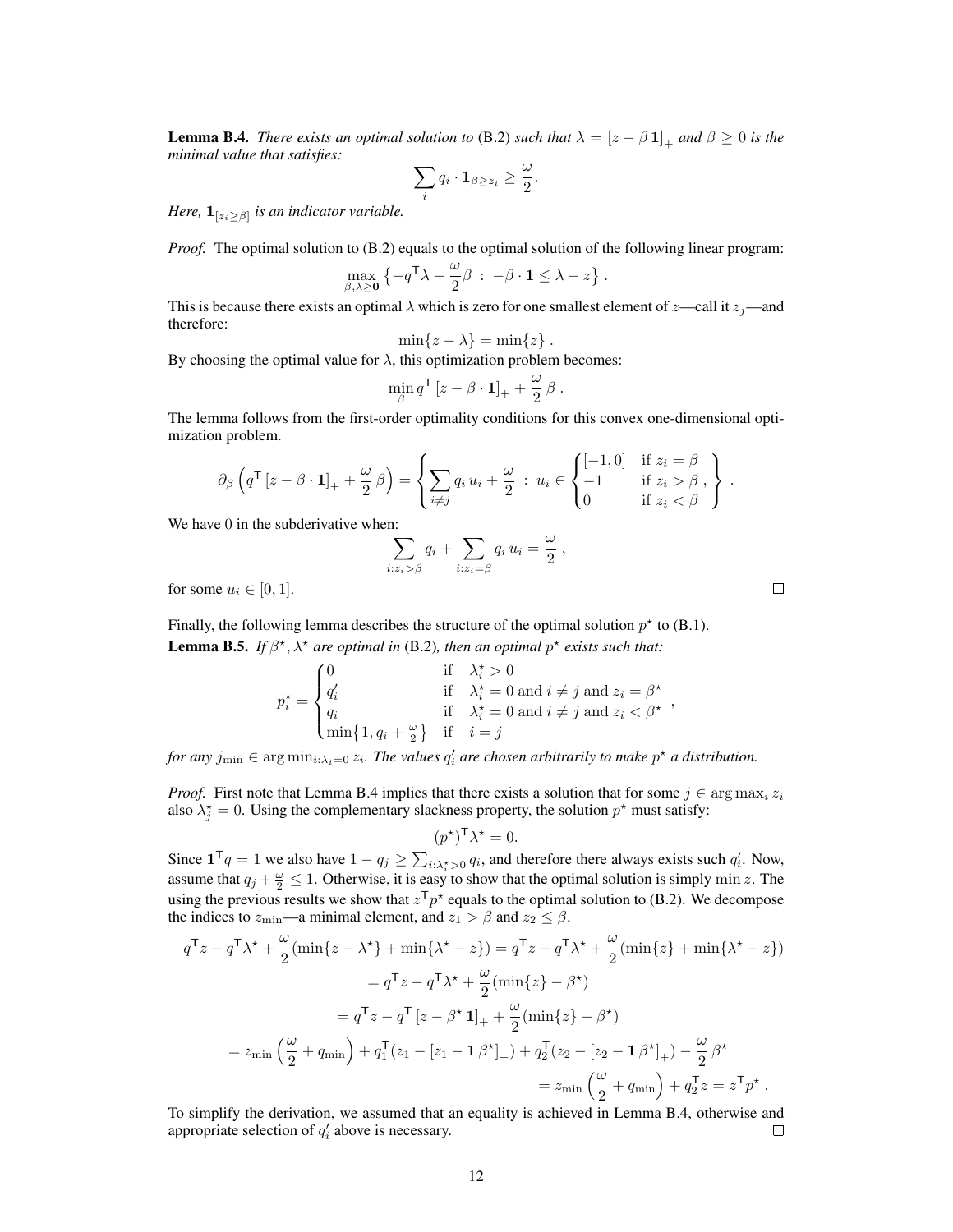**Lemma B.4.** *There exists an optimal solution to* (B.2) *such that* $\lambda = [z - \beta\,\mathbf{1}]_+$ *and* $\beta \geq 0$ *is the minimal value that satisfies:*

$$\sum_i q_i \cdot \mathbf{1}_{\beta \geq z_i} \geq \frac{\omega}{2}.$$

*Here,* $\mathbf{1}_{[z_i \geq \beta]}$ *is an indicator variable.*

*Proof.* The optimal solution to (B.2) equals to the optimal solution of the following linear program:

$$\max_{\beta, \lambda \geq \mathbf{0}} \left\{ -q^\mathsf{T} \lambda - \frac{\omega}{2}\beta \;:\; -\beta \cdot \mathbf{1} \leq \lambda - z \right\}.$$

This is because there exists an optimal $\lambda$ which is zero for one smallest element of $z$—call it $z_j$—and therefore:

$$\min\{z - \lambda\} = \min\{z\}.$$

By choosing the optimal value for $\lambda$, this optimization problem becomes:

$$\min_\beta q^\mathsf{T} [z - \beta \cdot \mathbf{1}]_+ + \frac{\omega}{2}\,\beta.$$

The lemma follows from the first-order optimality conditions for this convex one-dimensional optimization problem.

$$\partial_\beta \left( q^\mathsf{T} [z - \beta \cdot \mathbf{1}]_+ + \frac{\omega}{2}\,\beta \right) = \left\{ \sum_{i \neq j} q_i\, u_i + \frac{\omega}{2} \;:\; u_i \in \begin{cases} [-1, 0] & \text{if } z_i = \beta \\ -1 & \text{if } z_i > \beta \\ 0 & \text{if } z_i < \beta \end{cases}, \right\}.$$

We have 0 in the subderivative when:

$$\sum_{i: z_i > \beta} q_i + \sum_{i: z_i = \beta} q_i\, u_i = \frac{\omega}{2},$$

for some $u_i \in [0, 1]$. ☐

Finally, the following lemma describes the structure of the optimal solution $p^\star$ to (B.1).

**Lemma B.5.** *If* $\beta^\star, \lambda^\star$ *are optimal in* (B.2)*, then an optimal* $p^\star$ *exists such that:*

$$p^\star_i = \begin{cases} 0 & \text{if } \lambda^\star_i > 0 \\ q'_i & \text{if } \lambda^\star_i = 0 \text{ and } i \neq j \text{ and } z_i = \beta^\star \\ q_i & \text{if } \lambda^\star_i = 0 \text{ and } i \neq j \text{ and } z_i < \beta^\star \\ \min\{1, q_i + \frac{\omega}{2}\} & \text{if } i = j \end{cases},$$

*for any* $j_{\min} \in \arg\min_{i: \lambda_i = 0} z_i$. *The values* $q'_i$ *are chosen arbitrarily to make* $p^\star$ *a distribution.*

*Proof.* First note that Lemma B.4 implies that there exists a solution that for some $j \in \arg\max_i z_i$ also $\lambda^\star_j = 0$. Using the complementary slackness property, the solution $p^\star$ must satisfy:

$$(p^\star)^\mathsf{T} \lambda^\star = 0.$$

Since $\mathbf{1}^\mathsf{T} q = 1$ we also have $1 - q_j \geq \sum_{i: \lambda^\star_i > 0} q_i$, and therefore there always exists such $q'_i$. Now, assume that $q_j + \frac{\omega}{2} \leq 1$. Otherwise, it is easy to show that the optimal solution is simply $\min z$. The using the previous results we show that $z^\mathsf{T} p^\star$ equals to the optimal solution to (B.2). We decompose the indices to $z_{\min}$—a minimal element, and $z_1 > \beta$ and $z_2 \leq \beta$.

$$\begin{aligned}
q^\mathsf{T} z - q^\mathsf{T} \lambda^\star + \frac{\omega}{2}(\min\{z - \lambda^\star\} + \min\{\lambda^\star - z\}) &= q^\mathsf{T} z - q^\mathsf{T} \lambda^\star + \frac{\omega}{2}(\min\{z\} + \min\{\lambda^\star - z\}) \\
&= q^\mathsf{T} z - q^\mathsf{T} \lambda^\star + \frac{\omega}{2}(\min\{z\} - \beta^\star) \\
&= q^\mathsf{T} z - q^\mathsf{T} [z - \beta^\star\,\mathbf{1}]_+ + \frac{\omega}{2}(\min\{z\} - \beta^\star) \\
= z_{\min}\left(\frac{\omega}{2} + q_{\min}\right) + q_1^\mathsf{T}(z_1 - [z_1 - \mathbf{1}\,\beta^\star]_+) &+ q_2^\mathsf{T}(z_2 - [z_2 - \mathbf{1}\,\beta^\star]_+) - \frac{\omega}{2}\,\beta^\star \\
&= z_{\min}\left(\frac{\omega}{2} + q_{\min}\right) + q_2^\mathsf{T} z = z^\mathsf{T} p^\star.
\end{aligned}$$

To simplify the derivation, we assumed that an equality is achieved in Lemma B.4, otherwise and appropriate selection of $q'_i$ above is necessary. ☐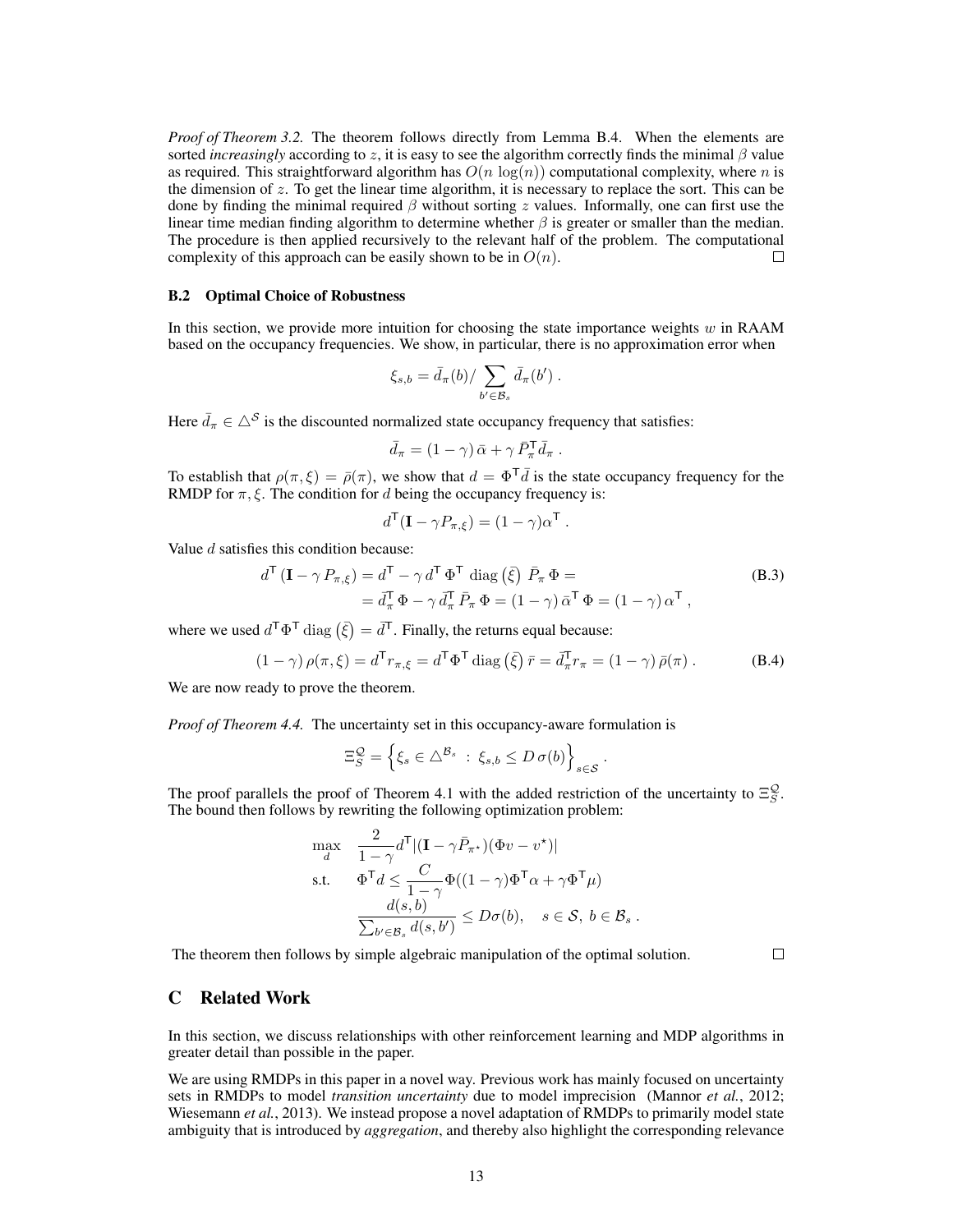*Proof of Theorem 3.2.* The theorem follows directly from Lemma B.4. When the elements are sorted *increasingly* according to $z$, it is easy to see the algorithm correctly finds the minimal $\beta$ value as required. This straightforward algorithm has $O(n \log(n))$ computational complexity, where $n$ is the dimension of $z$. To get the linear time algorithm, it is necessary to replace the sort. This can be done by finding the minimal required $\beta$ without sorting $z$ values. Informally, one can first use the linear time median finding algorithm to determine whether $\beta$ is greater or smaller than the median. The procedure is then applied recursively to the relevant half of the problem. The computational complexity of this approach can be easily shown to be in $O(n)$. $\square$

### B.2 Optimal Choice of Robustness

In this section, we provide more intuition for choosing the state importance weights $w$ in RAAM based on the occupancy frequencies. We show, in particular, there is no approximation error when

$$\xi_{s,b} = \bar{d}_\pi(b) / \sum_{b' \in \mathcal{B}_s} \bar{d}_\pi(b') .$$

Here $\bar{d}_\pi \in \triangle^{\mathcal{S}}$ is the discounted normalized state occupancy frequency that satisfies:

$$\bar{d}_\pi = (1-\gamma)\, \bar{\alpha} + \gamma\, \bar{P}_\pi^{\mathsf{T}} \bar{d}_\pi .$$

To establish that $\rho(\pi, \xi) = \bar{\rho}(\pi)$, we show that $d = \Phi^{\mathsf{T}} \bar{d}$ is the state occupancy frequency for the RMDP for $\pi, \xi$. The condition for $d$ being the occupancy frequency is:

$$d^{\mathsf{T}}(\mathbf{I} - \gamma P_{\pi,\xi}) = (1-\gamma)\alpha^{\mathsf{T}} .$$

Value $d$ satisfies this condition because:

$$\begin{aligned} d^{\mathsf{T}}\,(\mathbf{I} - \gamma\, P_{\pi,\xi}) &= d^{\mathsf{T}} - \gamma\, d^{\mathsf{T}}\, \Phi^{\mathsf{T}}\, \operatorname{diag}\left(\bar{\xi}\right)\, \bar{P}_\pi\, \Phi = \\ &= \bar{d}_\pi^{\mathsf{T}}\, \Phi - \gamma\, \bar{d}_\pi^{\mathsf{T}}\, \bar{P}_\pi\, \Phi = (1-\gamma)\, \bar{\alpha}^{\mathsf{T}}\, \Phi = (1-\gamma)\, \alpha^{\mathsf{T}} , \end{aligned} \tag{B.3}$$

where we used $d^{\mathsf{T}} \Phi^{\mathsf{T}} \operatorname{diag}\left(\bar{\xi}\right) = \bar{d}^{\mathsf{T}}$. Finally, the returns equal because:

$$(1-\gamma)\, \rho(\pi, \xi) = d^{\mathsf{T}} r_{\pi,\xi} = d^{\mathsf{T}} \Phi^{\mathsf{T}} \operatorname{diag}\left(\bar{\xi}\right) \bar{r} = \bar{d}_\pi^{\mathsf{T}} r_\pi = (1-\gamma)\, \bar{\rho}(\pi) . \tag{B.4}$$

We are now ready to prove the theorem.

*Proof of Theorem 4.4.* The uncertainty set in this occupancy-aware formulation is

$$\Xi_S^{\mathcal{Q}} = \left\{ \xi_s \in \triangle^{\mathcal{B}_s} \;:\; \xi_{s,b} \leq D\, \sigma(b) \right\}_{s \in \mathcal{S}} .$$

The proof parallels the proof of Theorem 4.1 with the added restriction of the uncertainty to $\Xi_S^{\mathcal{Q}}$. The bound then follows by rewriting the following optimization problem:

$$\begin{aligned} \max_{d} \quad & \frac{2}{1-\gamma} d^{\mathsf{T}} |(\mathbf{I} - \gamma \bar{P}_{\pi^\star})(\Phi v - v^\star)| \\ \text{s.t.} \quad & \Phi^{\mathsf{T}} d \leq \frac{C}{1-\gamma} \Phi((1-\gamma)\Phi^{\mathsf{T}}\alpha + \gamma \Phi^{\mathsf{T}} \mu) \\ & \frac{d(s,b)}{\sum_{b' \in \mathcal{B}_s} d(s,b')} \leq D\sigma(b), \quad s \in \mathcal{S},\ b \in \mathcal{B}_s . \end{aligned}$$

The theorem then follows by simple algebraic manipulation of the optimal solution. $\square$

## C Related Work

In this section, we discuss relationships with other reinforcement learning and MDP algorithms in greater detail than possible in the paper.

We are using RMDPs in this paper in a novel way. Previous work has mainly focused on uncertainty sets in RMDPs to model *transition uncertainty* due to model imprecision (Mannor *et al.*, 2012; Wiesemann *et al.*, 2013). We instead propose a novel adaptation of RMDPs to primarily model state ambiguity that is introduced by *aggregation*, and thereby also highlight the corresponding relevance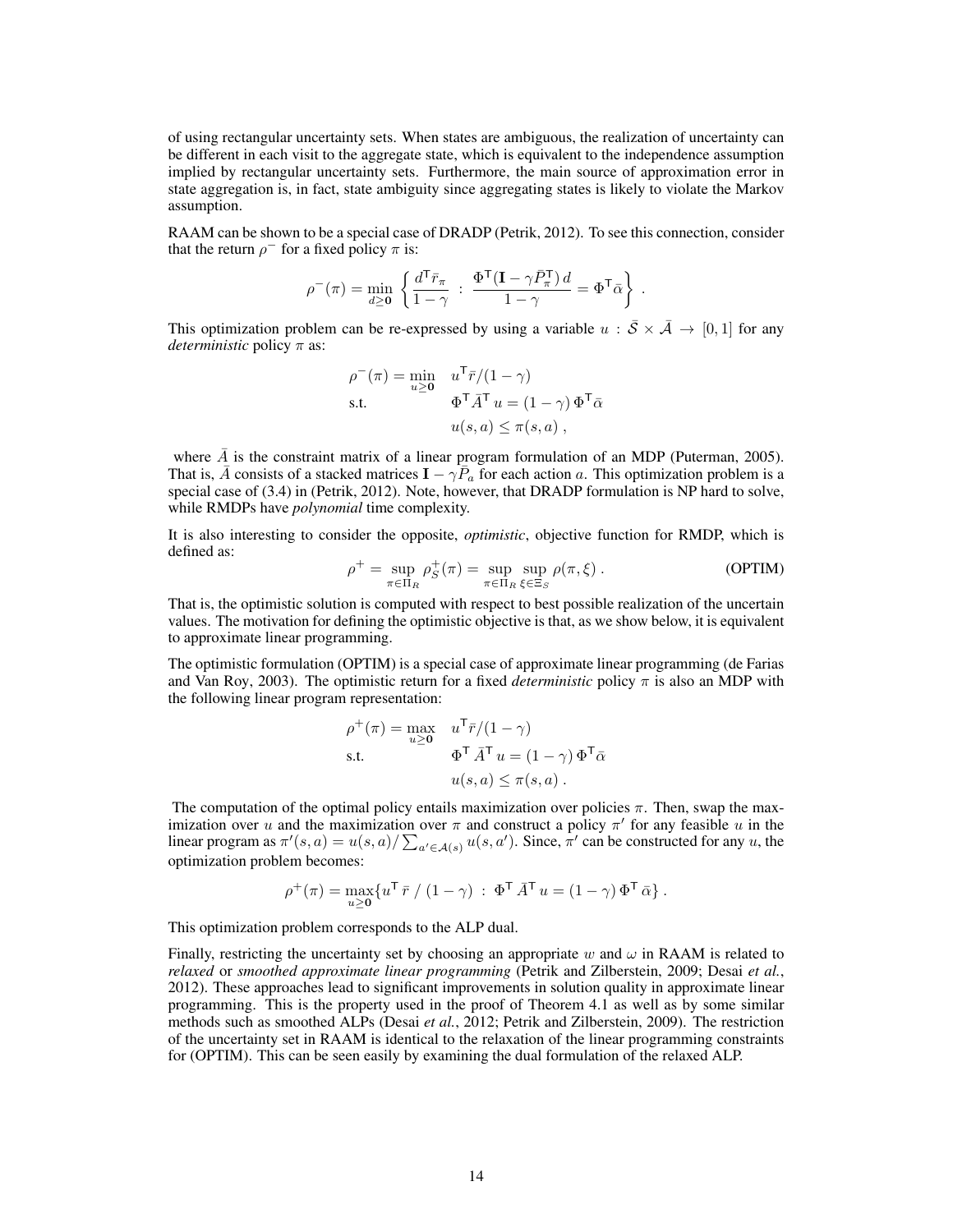of using rectangular uncertainty sets. When states are ambiguous, the realization of uncertainty can be different in each visit to the aggregate state, which is equivalent to the independence assumption implied by rectangular uncertainty sets. Furthermore, the main source of approximation error in state aggregation is, in fact, state ambiguity since aggregating states is likely to violate the Markov assumption.

RAAM can be shown to be a special case of DRADP (Petrik, 2012). To see this connection, consider that the return $\rho^-$ for a fixed policy $\pi$ is:

$$\rho^-(\pi) = \min_{d \geq \mathbf{0}} \left\{ \frac{d^\mathsf{T} \bar{r}_\pi}{1-\gamma} \; : \; \frac{\Phi^\mathsf{T}(\mathbf{I} - \gamma \bar{P}_\pi^\mathsf{T})\, d}{1-\gamma} = \Phi^\mathsf{T} \bar{\alpha} \right\} .$$

This optimization problem can be re-expressed by using a variable $u : \bar{\mathcal{S}} \times \bar{\mathcal{A}} \to [0,1]$ for any *deterministic* policy $\pi$ as:

$$\begin{aligned} \rho^-(\pi) = \min_{u \geq \mathbf{0}} \quad & u^\mathsf{T} \bar{r}/(1-\gamma) \\ \text{s.t.} \quad & \Phi^\mathsf{T} \bar{A}^\mathsf{T} u = (1-\gamma)\, \Phi^\mathsf{T} \bar{\alpha} \\ & u(s,a) \leq \pi(s,a) \, , \end{aligned}$$

where $\bar{A}$ is the constraint matrix of a linear program formulation of an MDP (Puterman, 2005). That is, $\bar{A}$ consists of a stacked matrices $\mathbf{I} - \gamma \bar{P}_a$ for each action $a$. This optimization problem is a special case of (3.4) in (Petrik, 2012). Note, however, that DRADP formulation is NP hard to solve, while RMDPs have *polynomial* time complexity.

It is also interesting to consider the opposite, *optimistic*, objective function for RMDP, which is defined as:

$$\rho^+ = \sup_{\pi \in \Pi_R} \rho_S^+(\pi) = \sup_{\pi \in \Pi_R} \sup_{\xi \in \Xi_S} \rho(\pi, \xi) \, . \tag{OPTIM}$$

That is, the optimistic solution is computed with respect to best possible realization of the uncertain values. The motivation for defining the optimistic objective is that, as we show below, it is equivalent to approximate linear programming.

The optimistic formulation (OPTIM) is a special case of approximate linear programming (de Farias and Van Roy, 2003). The optimistic return for a fixed *deterministic* policy $\pi$ is also an MDP with the following linear program representation:

$$\begin{aligned} \rho^+(\pi) = \max_{u \geq \mathbf{0}} \quad & u^\mathsf{T} \bar{r}/(1-\gamma) \\ \text{s.t.} \quad & \Phi^\mathsf{T} \bar{A}^\mathsf{T} u = (1-\gamma)\, \Phi^\mathsf{T} \bar{\alpha} \\ & u(s,a) \leq \pi(s,a) \, . \end{aligned}$$

The computation of the optimal policy entails maximization over policies $\pi$. Then, swap the maximization over $u$ and the maximization over $\pi$ and construct a policy $\pi'$ for any feasible $u$ in the linear program as $\pi'(s,a) = u(s,a) / \sum_{a' \in \mathcal{A}(s)} u(s,a')$. Since, $\pi'$ can be constructed for any $u$, the optimization problem becomes:

$$\rho^+(\pi) = \max_{u \geq \mathbf{0}} \{ u^\mathsf{T}\, \bar{r} \;/\; (1-\gamma) \; : \; \Phi^\mathsf{T}\, \bar{A}^\mathsf{T}\, u = (1-\gamma)\, \Phi^\mathsf{T}\, \bar{\alpha} \} \, .$$

This optimization problem corresponds to the ALP dual.

Finally, restricting the uncertainty set by choosing an appropriate $w$ and $\omega$ in RAAM is related to *relaxed* or *smoothed approximate linear programming* (Petrik and Zilberstein, 2009; Desai *et al.*, 2012). These approaches lead to significant improvements in solution quality in approximate linear programming. This is the property used in the proof of Theorem 4.1 as well as by some similar methods such as smoothed ALPs (Desai *et al.*, 2012; Petrik and Zilberstein, 2009). The restriction of the uncertainty set in RAAM is identical to the relaxation of the linear programming constraints for (OPTIM). This can be seen easily by examining the dual formulation of the relaxed ALP.